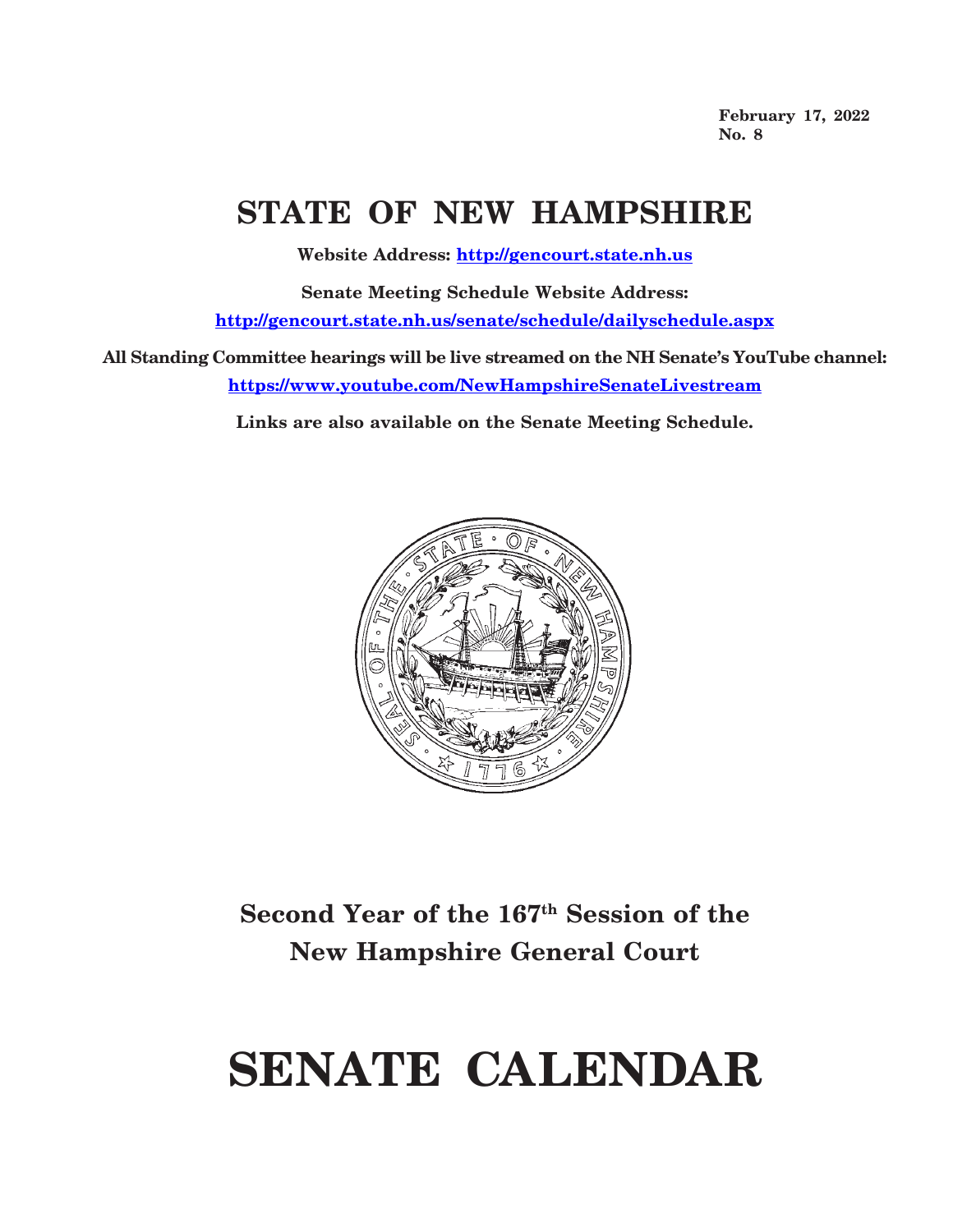**February 17, 2022**
**No. 8**

# STATE OF NEW HAMPSHIRE

**Website Address: [http://gencourt.state.nh.us](http://gencourt.state.nh.us)**

**Senate Meeting Schedule Website Address:**

**[http://gencourt.state.nh.us/senate/schedule/dailyschedule.aspx](http://gencourt.state.nh.us/senate/schedule/dailyschedule.aspx)**

**All Standing Committee hearings will be live streamed on the NH Senate's YouTube channel:**

**[https://www.youtube.com/NewHampshireSenateLivestream](https://www.youtube.com/NewHampshireSenateLivestream)**

**Links are also available on the Senate Meeting Schedule.**

## Second Year of the 167th Session of the New Hampshire General Court

# SENATE CALENDAR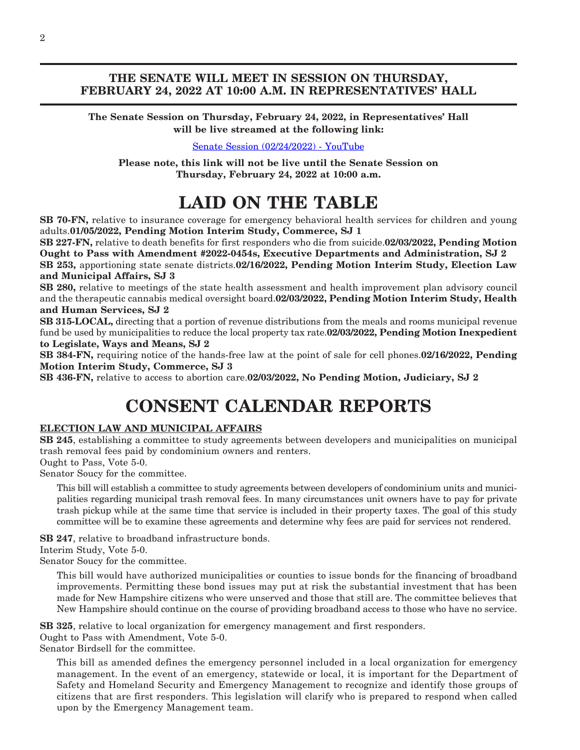**THE SENATE WILL MEET IN SESSION ON THURSDAY, FEBRUARY 24, 2022 AT 10:00 A.M. IN REPRESENTATIVES' HALL**

**The Senate Session on Thursday, February 24, 2022, in Representatives' Hall will be live streamed at the following link:**

Senate Session (02/24/2022) - YouTube

**Please note, this link will not be live until the Senate Session on Thursday, February 24, 2022 at 10:00 a.m.**

# LAID ON THE TABLE

**SB 70-FN,** relative to insurance coverage for emergency behavioral health services for children and young adults.**01/05/2022, Pending Motion Interim Study, Commerce, SJ 1**

**SB 227-FN,** relative to death benefits for first responders who die from suicide.**02/03/2022, Pending Motion Ought to Pass with Amendment #2022-0454s, Executive Departments and Administration, SJ 2**

**SB 253,** apportioning state senate districts.**02/16/2022, Pending Motion Interim Study, Election Law and Municipal Affairs, SJ 3**

**SB 280,** relative to meetings of the state health assessment and health improvement plan advisory council and the therapeutic cannabis medical oversight board.**02/03/2022, Pending Motion Interim Study, Health and Human Services, SJ 2**

**SB 315-LOCAL,** directing that a portion of revenue distributions from the meals and rooms municipal revenue fund be used by municipalities to reduce the local property tax rate.**02/03/2022, Pending Motion Inexpedient to Legislate, Ways and Means, SJ 2**

**SB 384-FN,** requiring notice of the hands-free law at the point of sale for cell phones.**02/16/2022, Pending Motion Interim Study, Commerce, SJ 3**

**SB 436-FN,** relative to access to abortion care.**02/03/2022, No Pending Motion, Judiciary, SJ 2**

# CONSENT CALENDAR REPORTS

**ELECTION LAW AND MUNICIPAL AFFAIRS**

**SB 245**, establishing a committee to study agreements between developers and municipalities on municipal trash removal fees paid by condominium owners and renters.
Ought to Pass, Vote 5-0.
Senator Soucy for the committee.

> This bill will establish a committee to study agreements between developers of condominium units and municipalities regarding municipal trash removal fees. In many circumstances unit owners have to pay for private trash pickup while at the same time that service is included in their property taxes. The goal of this study committee will be to examine these agreements and determine why fees are paid for services not rendered.

**SB 247**, relative to broadband infrastructure bonds.
Interim Study, Vote 5-0.
Senator Soucy for the committee.

> This bill would have authorized municipalities or counties to issue bonds for the financing of broadband improvements. Permitting these bond issues may put at risk the substantial investment that has been made for New Hampshire citizens who were unserved and those that still are. The committee believes that New Hampshire should continue on the course of providing broadband access to those who have no service.

**SB 325**, relative to local organization for emergency management and first responders.
Ought to Pass with Amendment, Vote 5-0.
Senator Birdsell for the committee.

> This bill as amended defines the emergency personnel included in a local organization for emergency management. In the event of an emergency, statewide or local, it is important for the Department of Safety and Homeland Security and Emergency Management to recognize and identify those groups of citizens that are first responders. This legislation will clarify who is prepared to respond when called upon by the Emergency Management team.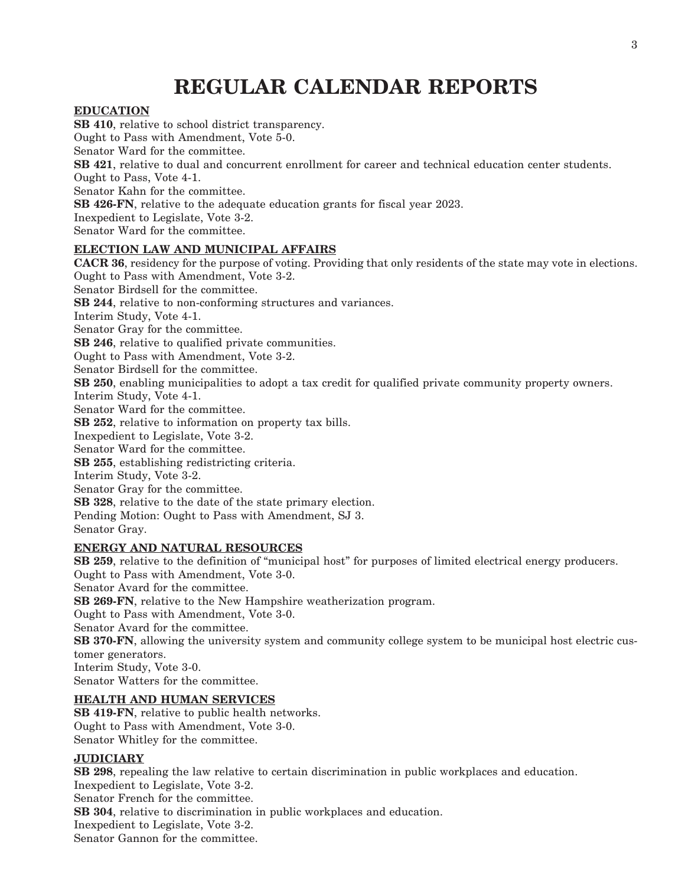# REGULAR CALENDAR REPORTS

**EDUCATION**

**SB 410**, relative to school district transparency.
Ought to Pass with Amendment, Vote 5-0.
Senator Ward for the committee.

**SB 421**, relative to dual and concurrent enrollment for career and technical education center students.
Ought to Pass, Vote 4-1.
Senator Kahn for the committee.

**SB 426-FN**, relative to the adequate education grants for fiscal year 2023.
Inexpedient to Legislate, Vote 3-2.
Senator Ward for the committee.

**ELECTION LAW AND MUNICIPAL AFFAIRS**

**CACR 36**, residency for the purpose of voting. Providing that only residents of the state may vote in elections.
Ought to Pass with Amendment, Vote 3-2.
Senator Birdsell for the committee.

**SB 244**, relative to non-conforming structures and variances.
Interim Study, Vote 4-1.
Senator Gray for the committee.

**SB 246**, relative to qualified private communities.
Ought to Pass with Amendment, Vote 3-2.
Senator Birdsell for the committee.

**SB 250**, enabling municipalities to adopt a tax credit for qualified private community property owners.
Interim Study, Vote 4-1.
Senator Ward for the committee.

**SB 252**, relative to information on property tax bills.
Inexpedient to Legislate, Vote 3-2.
Senator Ward for the committee.

**SB 255**, establishing redistricting criteria.
Interim Study, Vote 3-2.
Senator Gray for the committee.

**SB 328**, relative to the date of the state primary election.
Pending Motion: Ought to Pass with Amendment, SJ 3.
Senator Gray.

**ENERGY AND NATURAL RESOURCES**

**SB 259**, relative to the definition of "municipal host" for purposes of limited electrical energy producers.
Ought to Pass with Amendment, Vote 3-0.
Senator Avard for the committee.

**SB 269-FN**, relative to the New Hampshire weatherization program.
Ought to Pass with Amendment, Vote 3-0.
Senator Avard for the committee.

**SB 370-FN**, allowing the university system and community college system to be municipal host electric customer generators.
Interim Study, Vote 3-0.
Senator Watters for the committee.

**HEALTH AND HUMAN SERVICES**

**SB 419-FN**, relative to public health networks.
Ought to Pass with Amendment, Vote 3-0.
Senator Whitley for the committee.

**JUDICIARY**

**SB 298**, repealing the law relative to certain discrimination in public workplaces and education.
Inexpedient to Legislate, Vote 3-2.
Senator French for the committee.

**SB 304**, relative to discrimination in public workplaces and education.
Inexpedient to Legislate, Vote 3-2.
Senator Gannon for the committee.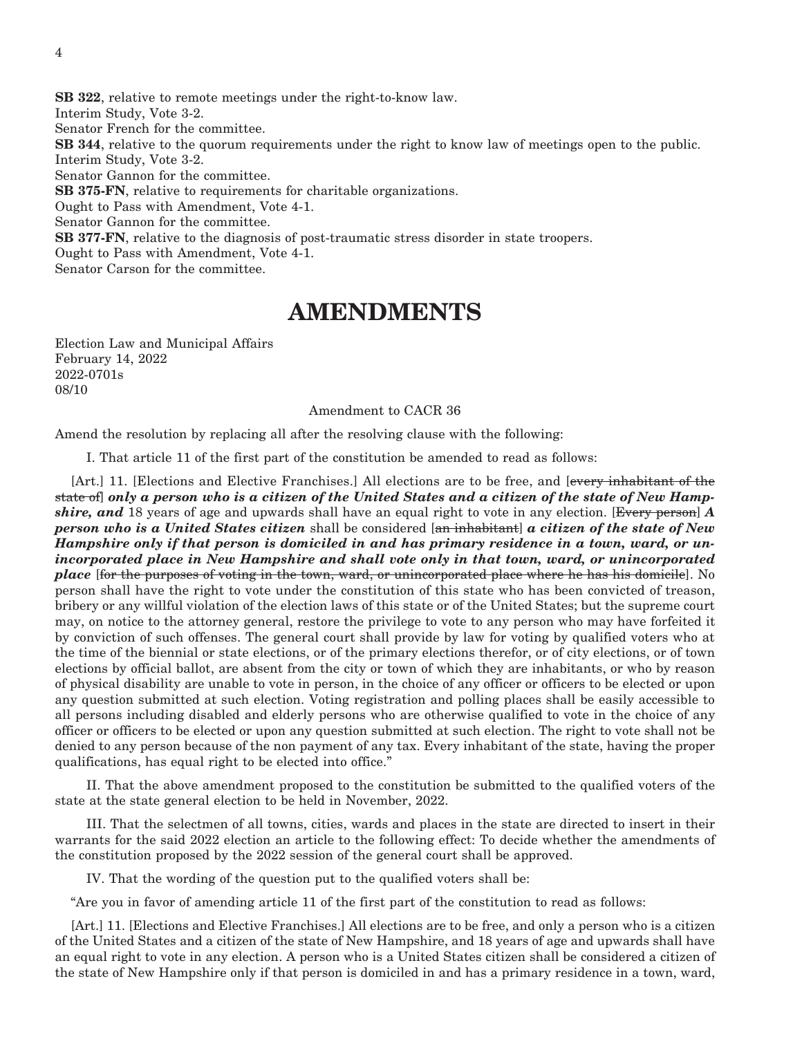**SB 322**, relative to remote meetings under the right-to-know law.
Interim Study, Vote 3-2.
Senator French for the committee.
**SB 344**, relative to the quorum requirements under the right to know law of meetings open to the public.
Interim Study, Vote 3-2.
Senator Gannon for the committee.
**SB 375-FN**, relative to requirements for charitable organizations.
Ought to Pass with Amendment, Vote 4-1.
Senator Gannon for the committee.
**SB 377-FN**, relative to the diagnosis of post-traumatic stress disorder in state troopers.
Ought to Pass with Amendment, Vote 4-1.
Senator Carson for the committee.

# AMENDMENTS

Election Law and Municipal Affairs
February 14, 2022
2022-0701s
08/10

Amendment to CACR 36

Amend the resolution by replacing all after the resolving clause with the following:

I. That article 11 of the first part of the constitution be amended to read as follows:

[Art.] 11. [Elections and Elective Franchises.] All elections are to be free, and [~~every inhabitant of the state of~~] ***only a person who is a citizen of the United States and a citizen of the state of New Hampshire, and*** 18 years of age and upwards shall have an equal right to vote in any election. [~~Every person~~] ***A person who is a United States citizen*** shall be considered [~~an inhabitant~~] ***a citizen of the state of New Hampshire only if that person is domiciled in and has primary residence in a town, ward, or unincorporated place in New Hampshire and shall vote only in that town, ward, or unincorporated place*** [~~for the purposes of voting in the town, ward, or unincorporated place where he has his domicile~~]. No person shall have the right to vote under the constitution of this state who has been convicted of treason, bribery or any willful violation of the election laws of this state or of the United States; but the supreme court may, on notice to the attorney general, restore the privilege to vote to any person who may have forfeited it by conviction of such offenses. The general court shall provide by law for voting by qualified voters who at the time of the biennial or state elections, or of the primary elections therefor, or of city elections, or of town elections by official ballot, are absent from the city or town of which they are inhabitants, or who by reason of physical disability are unable to vote in person, in the choice of any officer or officers to be elected or upon any question submitted at such election. Voting registration and polling places shall be easily accessible to all persons including disabled and elderly persons who are otherwise qualified to vote in the choice of any officer or officers to be elected or upon any question submitted at such election. The right to vote shall not be denied to any person because of the non payment of any tax. Every inhabitant of the state, having the proper qualifications, has equal right to be elected into office."

II. That the above amendment proposed to the constitution be submitted to the qualified voters of the state at the state general election to be held in November, 2022.

III. That the selectmen of all towns, cities, wards and places in the state are directed to insert in their warrants for the said 2022 election an article to the following effect: To decide whether the amendments of the constitution proposed by the 2022 session of the general court shall be approved.

IV. That the wording of the question put to the qualified voters shall be:

"Are you in favor of amending article 11 of the first part of the constitution to read as follows:

[Art.] 11. [Elections and Elective Franchises.] All elections are to be free, and only a person who is a citizen of the United States and a citizen of the state of New Hampshire, and 18 years of age and upwards shall have an equal right to vote in any election. A person who is a United States citizen shall be considered a citizen of the state of New Hampshire only if that person is domiciled in and has a primary residence in a town, ward,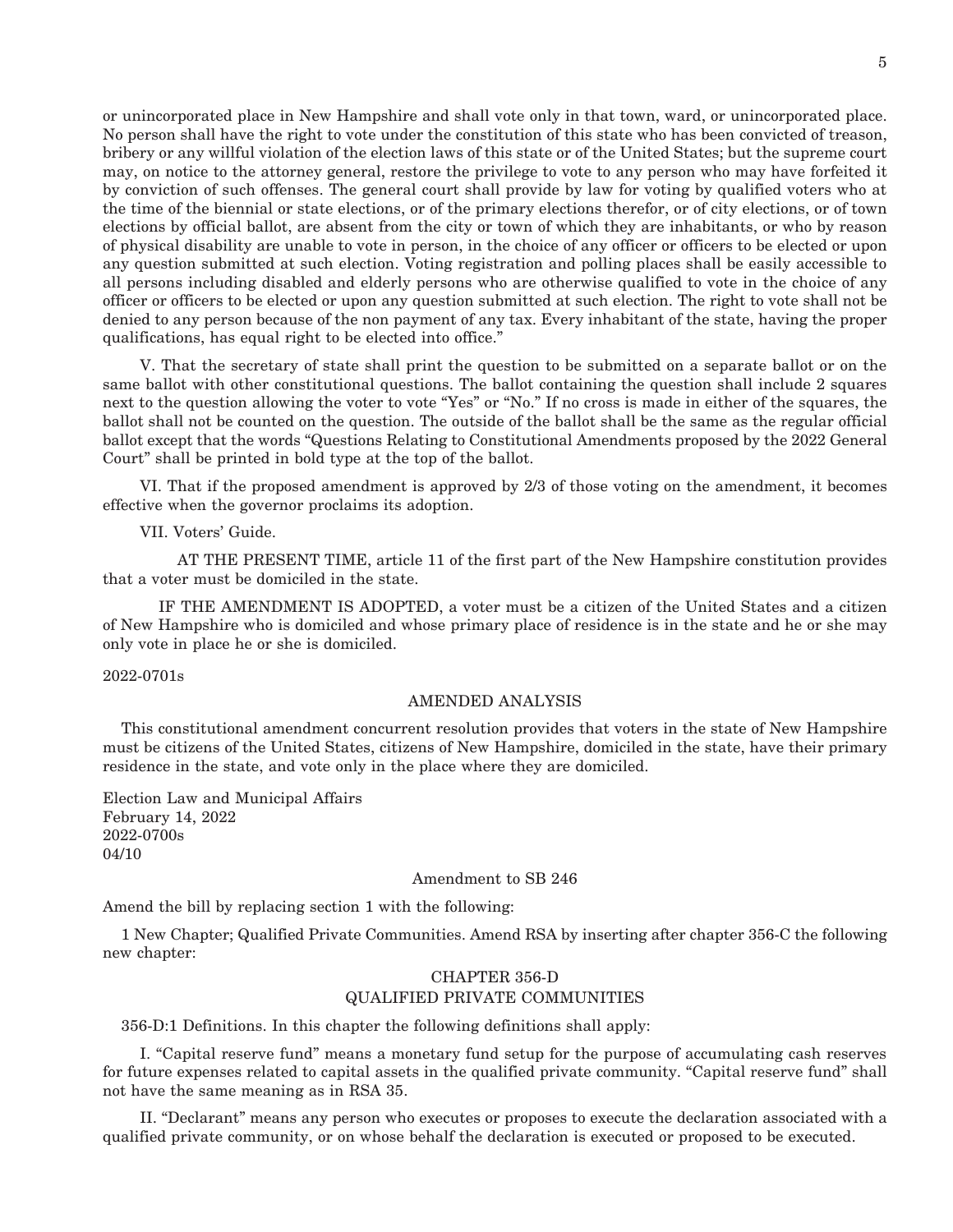or unincorporated place in New Hampshire and shall vote only in that town, ward, or unincorporated place. No person shall have the right to vote under the constitution of this state who has been convicted of treason, bribery or any willful violation of the election laws of this state or of the United States; but the supreme court may, on notice to the attorney general, restore the privilege to vote to any person who may have forfeited it by conviction of such offenses. The general court shall provide by law for voting by qualified voters who at the time of the biennial or state elections, or of the primary elections therefor, or of city elections, or of town elections by official ballot, are absent from the city or town of which they are inhabitants, or who by reason of physical disability are unable to vote in person, in the choice of any officer or officers to be elected or upon any question submitted at such election. Voting registration and polling places shall be easily accessible to all persons including disabled and elderly persons who are otherwise qualified to vote in the choice of any officer or officers to be elected or upon any question submitted at such election. The right to vote shall not be denied to any person because of the non payment of any tax. Every inhabitant of the state, having the proper qualifications, has equal right to be elected into office."

V. That the secretary of state shall print the question to be submitted on a separate ballot or on the same ballot with other constitutional questions. The ballot containing the question shall include 2 squares next to the question allowing the voter to vote "Yes" or "No." If no cross is made in either of the squares, the ballot shall not be counted on the question. The outside of the ballot shall be the same as the regular official ballot except that the words "Questions Relating to Constitutional Amendments proposed by the 2022 General Court" shall be printed in bold type at the top of the ballot.

VI. That if the proposed amendment is approved by 2/3 of those voting on the amendment, it becomes effective when the governor proclaims its adoption.

VII. Voters' Guide.

AT THE PRESENT TIME, article 11 of the first part of the New Hampshire constitution provides that a voter must be domiciled in the state.

IF THE AMENDMENT IS ADOPTED, a voter must be a citizen of the United States and a citizen of New Hampshire who is domiciled and whose primary place of residence is in the state and he or she may only vote in place he or she is domiciled.

2022-0701s

AMENDED ANALYSIS

This constitutional amendment concurrent resolution provides that voters in the state of New Hampshire must be citizens of the United States, citizens of New Hampshire, domiciled in the state, have their primary residence in the state, and vote only in the place where they are domiciled.

Election Law and Municipal Affairs
February 14, 2022
2022-0700s
04/10

Amendment to SB 246

Amend the bill by replacing section 1 with the following:

1 New Chapter; Qualified Private Communities. Amend RSA by inserting after chapter 356-C the following new chapter:

CHAPTER 356-D
QUALIFIED PRIVATE COMMUNITIES

356-D:1 Definitions. In this chapter the following definitions shall apply:

I. "Capital reserve fund" means a monetary fund setup for the purpose of accumulating cash reserves for future expenses related to capital assets in the qualified private community. "Capital reserve fund" shall not have the same meaning as in RSA 35.

II. "Declarant" means any person who executes or proposes to execute the declaration associated with a qualified private community, or on whose behalf the declaration is executed or proposed to be executed.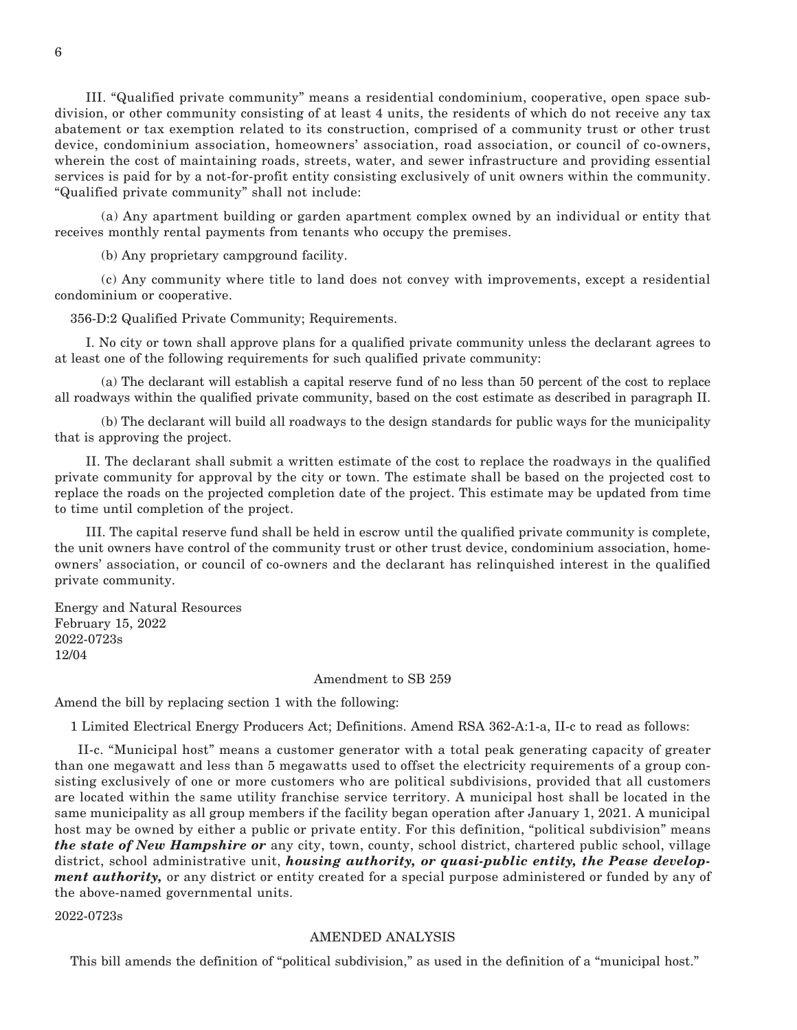III. "Qualified private community" means a residential condominium, cooperative, open space subdivision, or other community consisting of at least 4 units, the residents of which do not receive any tax abatement or tax exemption related to its construction, comprised of a community trust or other trust device, condominium association, homeowners' association, road association, or council of co-owners, wherein the cost of maintaining roads, streets, water, and sewer infrastructure and providing essential services is paid for by a not-for-profit entity consisting exclusively of unit owners within the community. "Qualified private community" shall not include:

(a) Any apartment building or garden apartment complex owned by an individual or entity that receives monthly rental payments from tenants who occupy the premises.

(b) Any proprietary campground facility.

(c) Any community where title to land does not convey with improvements, except a residential condominium or cooperative.

356-D:2 Qualified Private Community; Requirements.

I. No city or town shall approve plans for a qualified private community unless the declarant agrees to at least one of the following requirements for such qualified private community:

(a) The declarant will establish a capital reserve fund of no less than 50 percent of the cost to replace all roadways within the qualified private community, based on the cost estimate as described in paragraph II.

(b) The declarant will build all roadways to the design standards for public ways for the municipality that is approving the project.

II. The declarant shall submit a written estimate of the cost to replace the roadways in the qualified private community for approval by the city or town. The estimate shall be based on the projected cost to replace the roads on the projected completion date of the project. This estimate may be updated from time to time until completion of the project.

III. The capital reserve fund shall be held in escrow until the qualified private community is complete, the unit owners have control of the community trust or other trust device, condominium association, homeowners' association, or council of co-owners and the declarant has relinquished interest in the qualified private community.

Energy and Natural Resources
February 15, 2022
2022-0723s
12/04

Amendment to SB 259

Amend the bill by replacing section 1 with the following:

1 Limited Electrical Energy Producers Act; Definitions. Amend RSA 362-A:1-a, II-c to read as follows:

II-c. "Municipal host" means a customer generator with a total peak generating capacity of greater than one megawatt and less than 5 megawatts used to offset the electricity requirements of a group consisting exclusively of one or more customers who are political subdivisions, provided that all customers are located within the same utility franchise service territory. A municipal host shall be located in the same municipality as all group members if the facility began operation after January 1, 2021. A municipal host may be owned by either a public or private entity. For this definition, "political subdivision" means ***the state of New Hampshire or*** any city, town, county, school district, chartered public school, village district, school administrative unit, ***housing authority, or quasi-public entity, the Pease development authority,*** or any district or entity created for a special purpose administered or funded by any of the above-named governmental units.

2022-0723s

AMENDED ANALYSIS

This bill amends the definition of "political subdivision," as used in the definition of a "municipal host."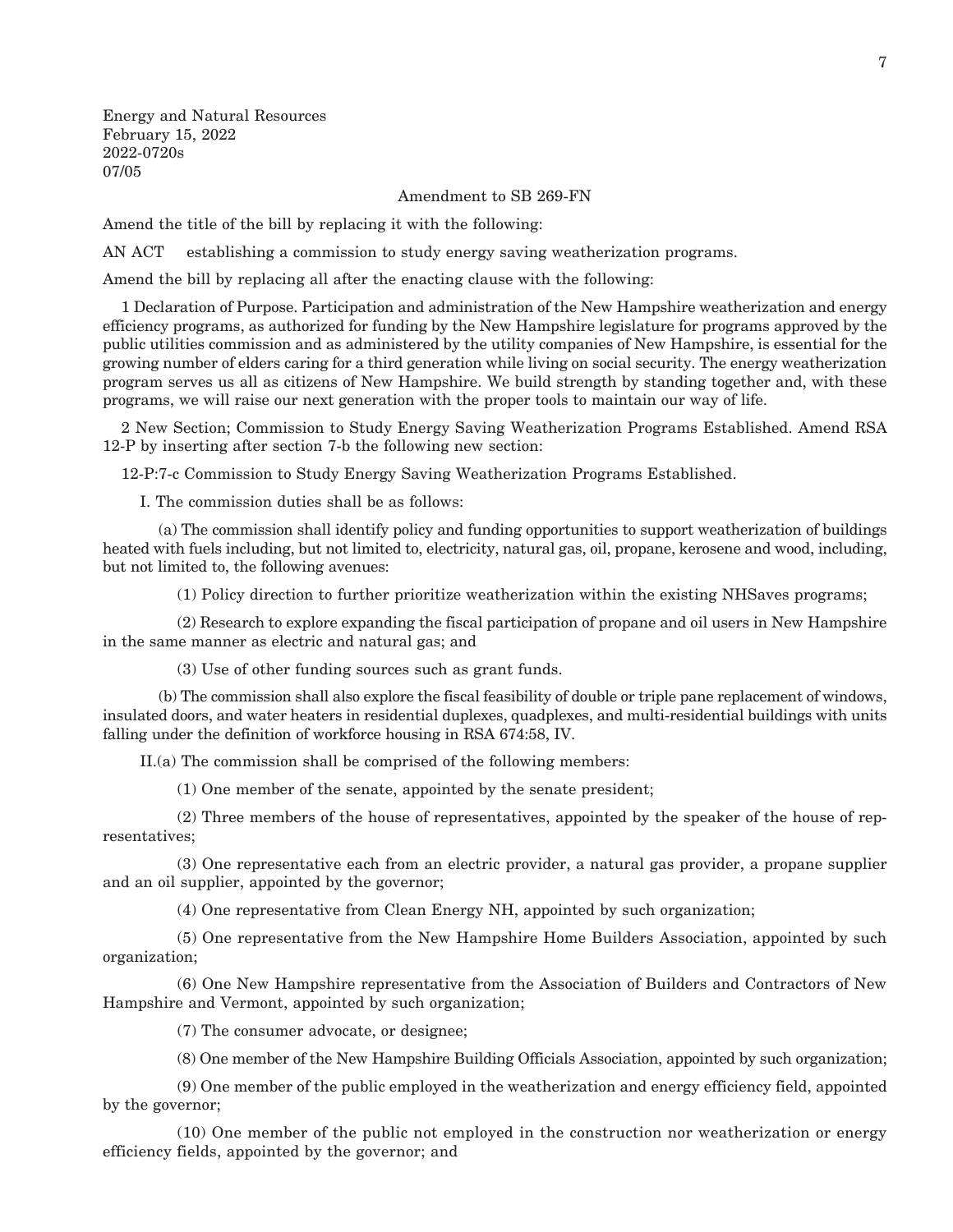Energy and Natural Resources
February 15, 2022
2022-0720s
07/05

Amendment to SB 269-FN

Amend the title of the bill by replacing it with the following:

AN ACT establishing a commission to study energy saving weatherization programs.

Amend the bill by replacing all after the enacting clause with the following:

1 Declaration of Purpose. Participation and administration of the New Hampshire weatherization and energy efficiency programs, as authorized for funding by the New Hampshire legislature for programs approved by the public utilities commission and as administered by the utility companies of New Hampshire, is essential for the growing number of elders caring for a third generation while living on social security. The energy weatherization program serves us all as citizens of New Hampshire. We build strength by standing together and, with these programs, we will raise our next generation with the proper tools to maintain our way of life.

2 New Section; Commission to Study Energy Saving Weatherization Programs Established. Amend RSA 12-P by inserting after section 7-b the following new section:

12-P:7-c Commission to Study Energy Saving Weatherization Programs Established.

I. The commission duties shall be as follows:

(a) The commission shall identify policy and funding opportunities to support weatherization of buildings heated with fuels including, but not limited to, electricity, natural gas, oil, propane, kerosene and wood, including, but not limited to, the following avenues:

(1) Policy direction to further prioritize weatherization within the existing NHSaves programs;

(2) Research to explore expanding the fiscal participation of propane and oil users in New Hampshire in the same manner as electric and natural gas; and

(3) Use of other funding sources such as grant funds.

(b) The commission shall also explore the fiscal feasibility of double or triple pane replacement of windows, insulated doors, and water heaters in residential duplexes, quadplexes, and multi-residential buildings with units falling under the definition of workforce housing in RSA 674:58, IV.

II.(a) The commission shall be comprised of the following members:

(1) One member of the senate, appointed by the senate president;

(2) Three members of the house of representatives, appointed by the speaker of the house of representatives;

(3) One representative each from an electric provider, a natural gas provider, a propane supplier and an oil supplier, appointed by the governor;

(4) One representative from Clean Energy NH, appointed by such organization;

(5) One representative from the New Hampshire Home Builders Association, appointed by such organization;

(6) One New Hampshire representative from the Association of Builders and Contractors of New Hampshire and Vermont, appointed by such organization;

(7) The consumer advocate, or designee;

(8) One member of the New Hampshire Building Officials Association, appointed by such organization;

(9) One member of the public employed in the weatherization and energy efficiency field, appointed by the governor;

(10) One member of the public not employed in the construction nor weatherization or energy efficiency fields, appointed by the governor; and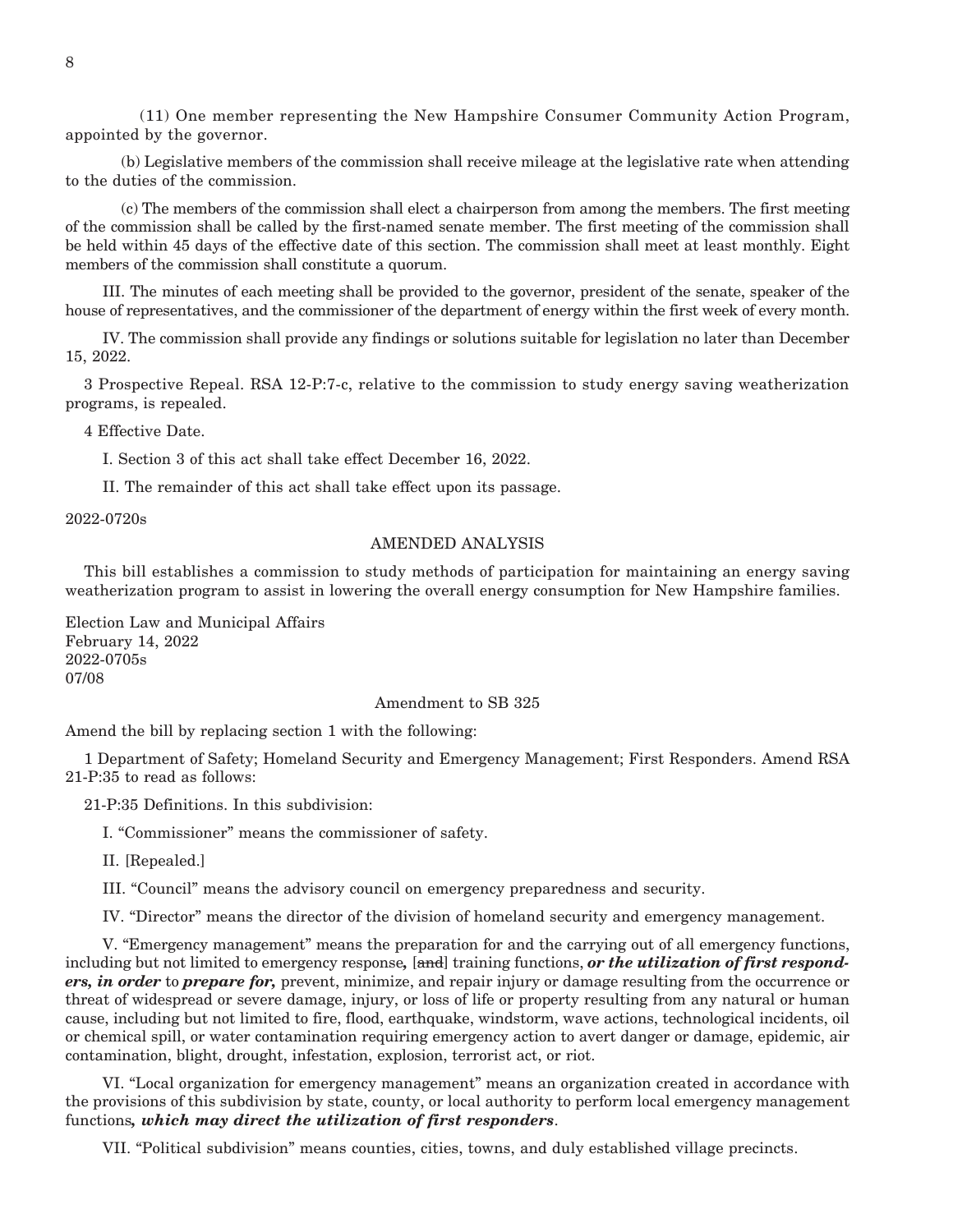(11) One member representing the New Hampshire Consumer Community Action Program, appointed by the governor.

(b) Legislative members of the commission shall receive mileage at the legislative rate when attending to the duties of the commission.

(c) The members of the commission shall elect a chairperson from among the members. The first meeting of the commission shall be called by the first-named senate member. The first meeting of the commission shall be held within 45 days of the effective date of this section. The commission shall meet at least monthly. Eight members of the commission shall constitute a quorum.

III. The minutes of each meeting shall be provided to the governor, president of the senate, speaker of the house of representatives, and the commissioner of the department of energy within the first week of every month.

IV. The commission shall provide any findings or solutions suitable for legislation no later than December 15, 2022.

3 Prospective Repeal. RSA 12-P:7-c, relative to the commission to study energy saving weatherization programs, is repealed.

4 Effective Date.

I. Section 3 of this act shall take effect December 16, 2022.

II. The remainder of this act shall take effect upon its passage.

2022-0720s

AMENDED ANALYSIS

This bill establishes a commission to study methods of participation for maintaining an energy saving weatherization program to assist in lowering the overall energy consumption for New Hampshire families.

Election Law and Municipal Affairs
February 14, 2022
2022-0705s
07/08

Amendment to SB 325

Amend the bill by replacing section 1 with the following:

1 Department of Safety; Homeland Security and Emergency Management; First Responders. Amend RSA 21-P:35 to read as follows:

21-P:35 Definitions. In this subdivision:

I. "Commissioner" means the commissioner of safety.

II. [Repealed.]

III. "Council" means the advisory council on emergency preparedness and security.

IV. "Director" means the director of the division of homeland security and emergency management.

V. "Emergency management" means the preparation for and the carrying out of all emergency functions, including but not limited to emergency response***,*** [~~and~~] training functions, ***or the utilization of first responders, in order*** to ***prepare for,*** prevent, minimize, and repair injury or damage resulting from the occurrence or threat of widespread or severe damage, injury, or loss of life or property resulting from any natural or human cause, including but not limited to fire, flood, earthquake, windstorm, wave actions, technological incidents, oil or chemical spill, or water contamination requiring emergency action to avert danger or damage, epidemic, air contamination, blight, drought, infestation, explosion, terrorist act, or riot.

VI. "Local organization for emergency management" means an organization created in accordance with the provisions of this subdivision by state, county, or local authority to perform local emergency management functions***, which may direct the utilization of first responders***.

VII. "Political subdivision" means counties, cities, towns, and duly established village precincts.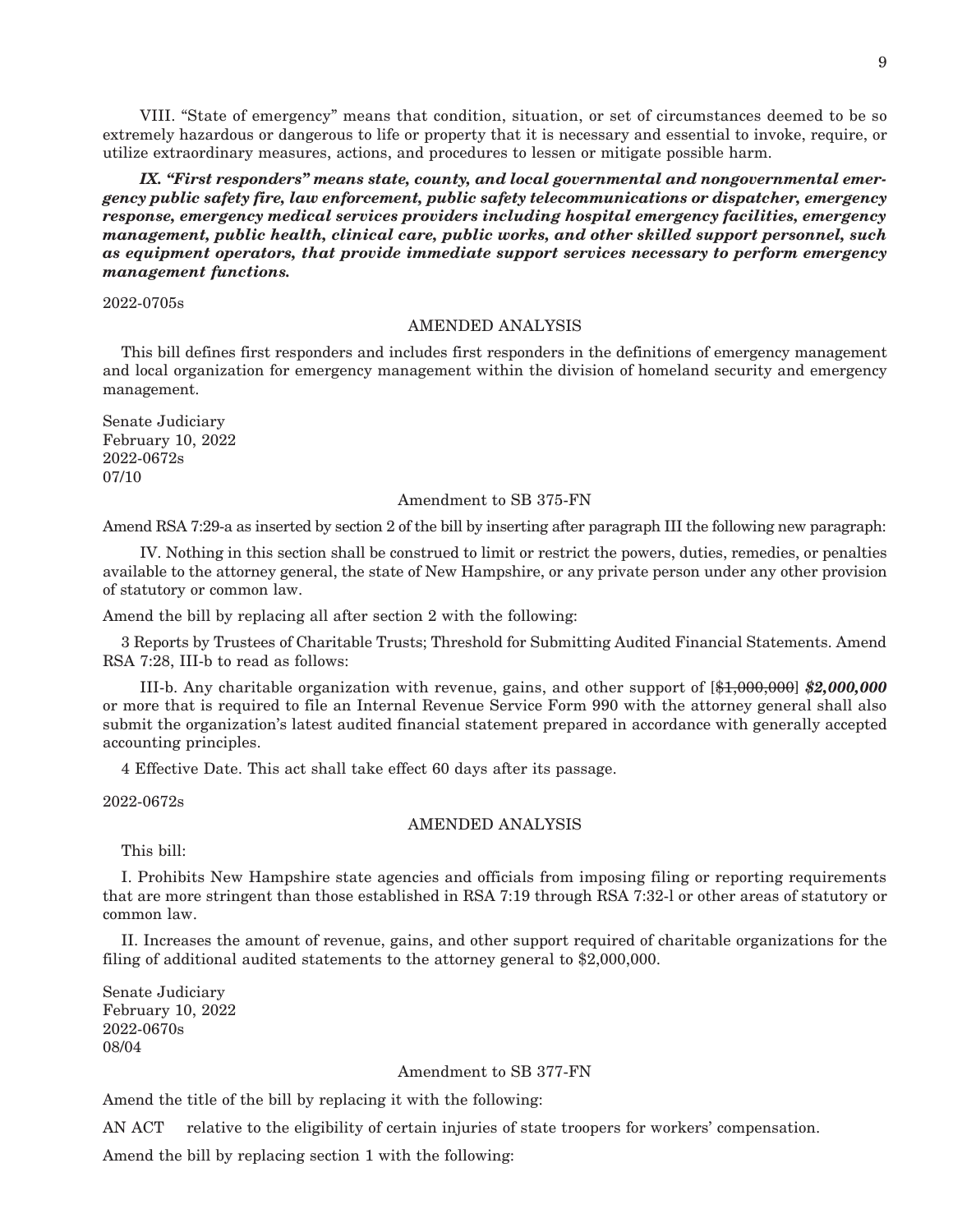VIII. "State of emergency" means that condition, situation, or set of circumstances deemed to be so extremely hazardous or dangerous to life or property that it is necessary and essential to invoke, require, or utilize extraordinary measures, actions, and procedures to lessen or mitigate possible harm.

***IX. "First responders" means state, county, and local governmental and nongovernmental emergency public safety fire, law enforcement, public safety telecommunications or dispatcher, emergency response, emergency medical services providers including hospital emergency facilities, emergency management, public health, clinical care, public works, and other skilled support personnel, such as equipment operators, that provide immediate support services necessary to perform emergency management functions.***

2022-0705s

AMENDED ANALYSIS

This bill defines first responders and includes first responders in the definitions of emergency management and local organization for emergency management within the division of homeland security and emergency management.

Senate Judiciary
February 10, 2022
2022-0672s
07/10

Amendment to SB 375-FN

Amend RSA 7:29-a as inserted by section 2 of the bill by inserting after paragraph III the following new paragraph:

IV. Nothing in this section shall be construed to limit or restrict the powers, duties, remedies, or penalties available to the attorney general, the state of New Hampshire, or any private person under any other provision of statutory or common law.

Amend the bill by replacing all after section 2 with the following:

3 Reports by Trustees of Charitable Trusts; Threshold for Submitting Audited Financial Statements. Amend RSA 7:28, III-b to read as follows:

III-b. Any charitable organization with revenue, gains, and other support of [~~$1,000,000~~] ***$2,000,000*** or more that is required to file an Internal Revenue Service Form 990 with the attorney general shall also submit the organization's latest audited financial statement prepared in accordance with generally accepted accounting principles.

4 Effective Date. This act shall take effect 60 days after its passage.

2022-0672s

AMENDED ANALYSIS

This bill:

I. Prohibits New Hampshire state agencies and officials from imposing filing or reporting requirements that are more stringent than those established in RSA 7:19 through RSA 7:32-l or other areas of statutory or common law.

II. Increases the amount of revenue, gains, and other support required of charitable organizations for the filing of additional audited statements to the attorney general to $2,000,000.

Senate Judiciary
February 10, 2022
2022-0670s
08/04

Amendment to SB 377-FN

Amend the title of the bill by replacing it with the following:

AN ACT relative to the eligibility of certain injuries of state troopers for workers' compensation.

Amend the bill by replacing section 1 with the following: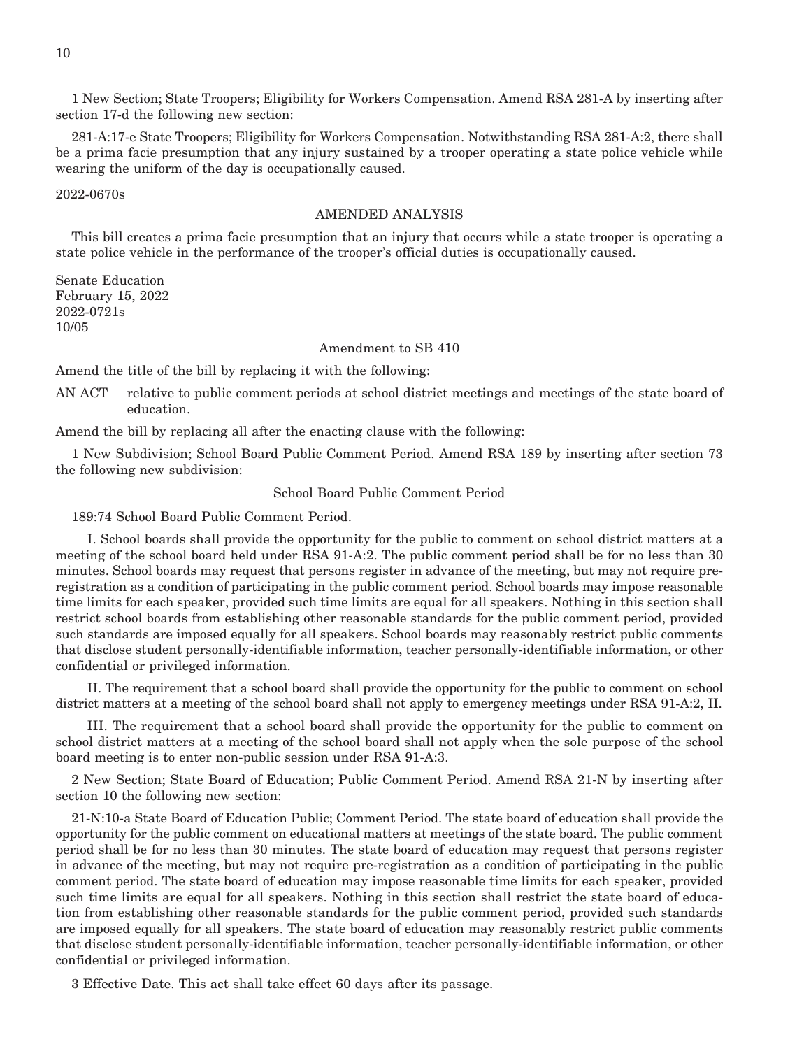1 New Section; State Troopers; Eligibility for Workers Compensation. Amend RSA 281-A by inserting after section 17-d the following new section:

281-A:17-e State Troopers; Eligibility for Workers Compensation. Notwithstanding RSA 281-A:2, there shall be a prima facie presumption that any injury sustained by a trooper operating a state police vehicle while wearing the uniform of the day is occupationally caused.

2022-0670s

AMENDED ANALYSIS

This bill creates a prima facie presumption that an injury that occurs while a state trooper is operating a state police vehicle in the performance of the trooper's official duties is occupationally caused.

Senate Education
February 15, 2022
2022-0721s
10/05

Amendment to SB 410

Amend the title of the bill by replacing it with the following:

AN ACT relative to public comment periods at school district meetings and meetings of the state board of education.

Amend the bill by replacing all after the enacting clause with the following:

1 New Subdivision; School Board Public Comment Period. Amend RSA 189 by inserting after section 73 the following new subdivision:

School Board Public Comment Period

189:74 School Board Public Comment Period.

I. School boards shall provide the opportunity for the public to comment on school district matters at a meeting of the school board held under RSA 91-A:2. The public comment period shall be for no less than 30 minutes. School boards may request that persons register in advance of the meeting, but may not require pre-registration as a condition of participating in the public comment period. School boards may impose reasonable time limits for each speaker, provided such time limits are equal for all speakers. Nothing in this section shall restrict school boards from establishing other reasonable standards for the public comment period, provided such standards are imposed equally for all speakers. School boards may reasonably restrict public comments that disclose student personally-identifiable information, teacher personally-identifiable information, or other confidential or privileged information.

II. The requirement that a school board shall provide the opportunity for the public to comment on school district matters at a meeting of the school board shall not apply to emergency meetings under RSA 91-A:2, II.

III. The requirement that a school board shall provide the opportunity for the public to comment on school district matters at a meeting of the school board shall not apply when the sole purpose of the school board meeting is to enter non-public session under RSA 91-A:3.

2 New Section; State Board of Education; Public Comment Period. Amend RSA 21-N by inserting after section 10 the following new section:

21-N:10-a State Board of Education Public; Comment Period. The state board of education shall provide the opportunity for the public comment on educational matters at meetings of the state board. The public comment period shall be for no less than 30 minutes. The state board of education may request that persons register in advance of the meeting, but may not require pre-registration as a condition of participating in the public comment period. The state board of education may impose reasonable time limits for each speaker, provided such time limits are equal for all speakers. Nothing in this section shall restrict the state board of education from establishing other reasonable standards for the public comment period, provided such standards are imposed equally for all speakers. The state board of education may reasonably restrict public comments that disclose student personally-identifiable information, teacher personally-identifiable information, or other confidential or privileged information.

3 Effective Date. This act shall take effect 60 days after its passage.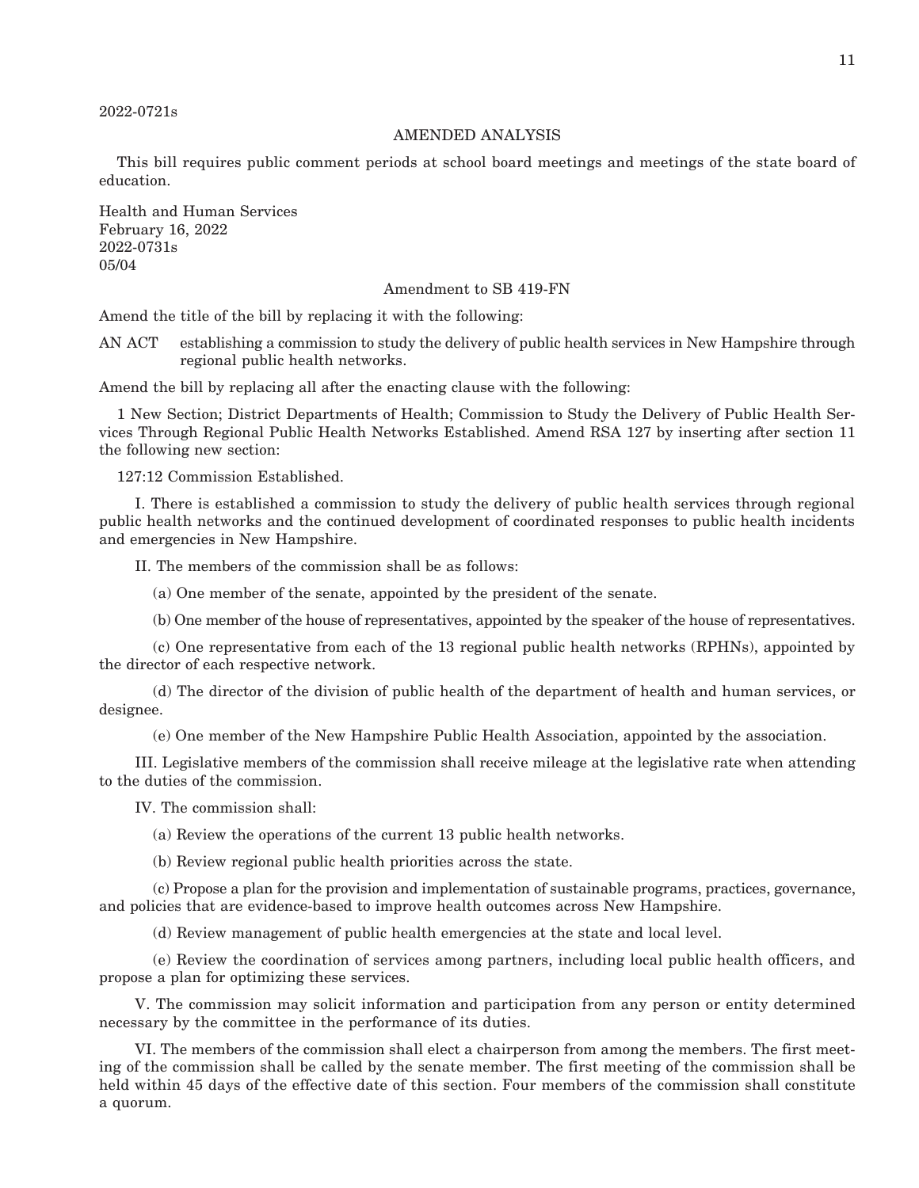2022-0721s

AMENDED ANALYSIS

This bill requires public comment periods at school board meetings and meetings of the state board of education.

Health and Human Services
February 16, 2022
2022-0731s
05/04

Amendment to SB 419-FN

Amend the title of the bill by replacing it with the following:

AN ACT establishing a commission to study the delivery of public health services in New Hampshire through regional public health networks.

Amend the bill by replacing all after the enacting clause with the following:

1 New Section; District Departments of Health; Commission to Study the Delivery of Public Health Services Through Regional Public Health Networks Established. Amend RSA 127 by inserting after section 11 the following new section:

127:12 Commission Established.

I. There is established a commission to study the delivery of public health services through regional public health networks and the continued development of coordinated responses to public health incidents and emergencies in New Hampshire.

II. The members of the commission shall be as follows:

(a) One member of the senate, appointed by the president of the senate.

(b) One member of the house of representatives, appointed by the speaker of the house of representatives.

(c) One representative from each of the 13 regional public health networks (RPHNs), appointed by the director of each respective network.

(d) The director of the division of public health of the department of health and human services, or designee.

(e) One member of the New Hampshire Public Health Association, appointed by the association.

III. Legislative members of the commission shall receive mileage at the legislative rate when attending to the duties of the commission.

IV. The commission shall:

(a) Review the operations of the current 13 public health networks.

(b) Review regional public health priorities across the state.

(c) Propose a plan for the provision and implementation of sustainable programs, practices, governance, and policies that are evidence-based to improve health outcomes across New Hampshire.

(d) Review management of public health emergencies at the state and local level.

(e) Review the coordination of services among partners, including local public health officers, and propose a plan for optimizing these services.

V. The commission may solicit information and participation from any person or entity determined necessary by the committee in the performance of its duties.

VI. The members of the commission shall elect a chairperson from among the members. The first meeting of the commission shall be called by the senate member. The first meeting of the commission shall be held within 45 days of the effective date of this section. Four members of the commission shall constitute a quorum.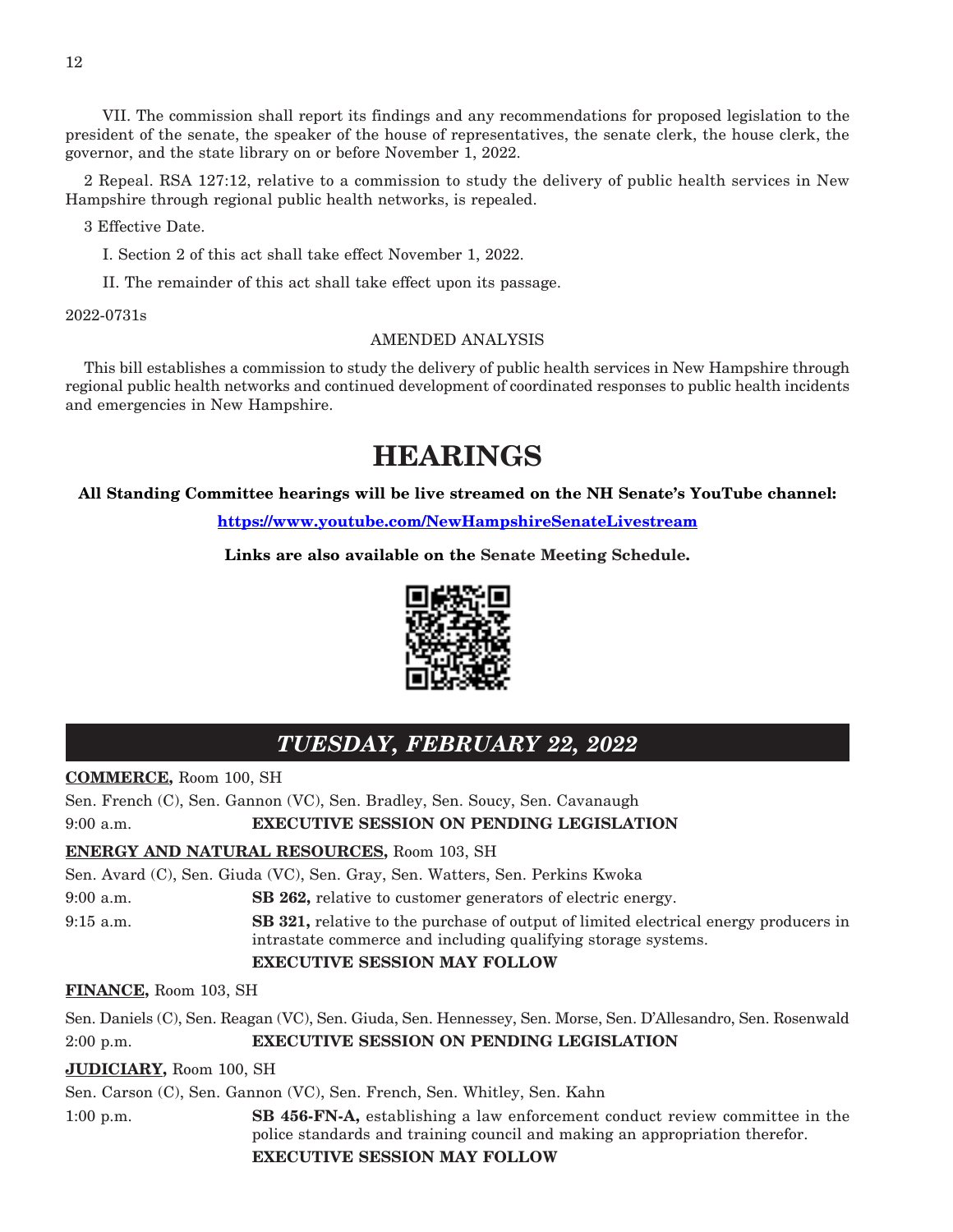VII. The commission shall report its findings and any recommendations for proposed legislation to the president of the senate, the speaker of the house of representatives, the senate clerk, the house clerk, the governor, and the state library on or before November 1, 2022.

2 Repeal. RSA 127:12, relative to a commission to study the delivery of public health services in New Hampshire through regional public health networks, is repealed.

3 Effective Date.

I. Section 2 of this act shall take effect November 1, 2022.

II. The remainder of this act shall take effect upon its passage.

2022-0731s

AMENDED ANALYSIS

This bill establishes a commission to study the delivery of public health services in New Hampshire through regional public health networks and continued development of coordinated responses to public health incidents and emergencies in New Hampshire.

# HEARINGS

**All Standing Committee hearings will be live streamed on the NH Senate's YouTube channel:**

**https://www.youtube.com/NewHampshireSenateLivestream**

**Links are also available on the Senate Meeting Schedule.**

## *TUESDAY, FEBRUARY 22, 2022*

**COMMERCE,** Room 100, SH

Sen. French (C), Sen. Gannon (VC), Sen. Bradley, Sen. Soucy, Sen. Cavanaugh

9:00 a.m. **EXECUTIVE SESSION ON PENDING LEGISLATION**

**ENERGY AND NATURAL RESOURCES,** Room 103, SH

Sen. Avard (C), Sen. Giuda (VC), Sen. Gray, Sen. Watters, Sen. Perkins Kwoka

9:00 a.m. **SB 262,** relative to customer generators of electric energy.

9:15 a.m. **SB 321,** relative to the purchase of output of limited electrical energy producers in intrastate commerce and including qualifying storage systems.

**EXECUTIVE SESSION MAY FOLLOW**

**FINANCE,** Room 103, SH

Sen. Daniels (C), Sen. Reagan (VC), Sen. Giuda, Sen. Hennessey, Sen. Morse, Sen. D'Allesandro, Sen. Rosenwald

2:00 p.m. **EXECUTIVE SESSION ON PENDING LEGISLATION**

**JUDICIARY,** Room 100, SH

Sen. Carson (C), Sen. Gannon (VC), Sen. French, Sen. Whitley, Sen. Kahn

1:00 p.m. **SB 456-FN-A,** establishing a law enforcement conduct review committee in the police standards and training council and making an appropriation therefor.

**EXECUTIVE SESSION MAY FOLLOW**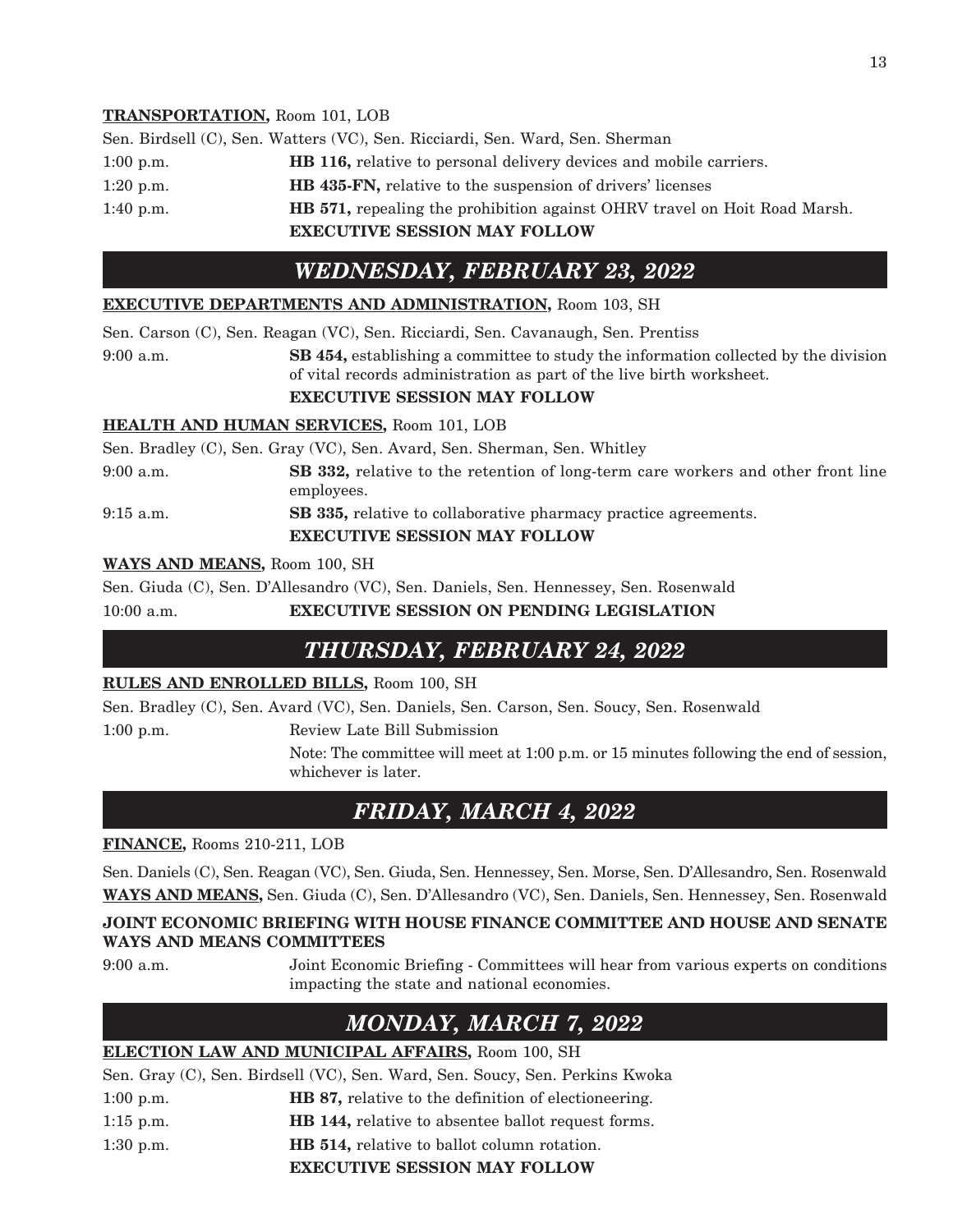**TRANSPORTATION,** Room 101, LOB

Sen. Birdsell (C), Sen. Watters (VC), Sen. Ricciardi, Sen. Ward, Sen. Sherman

1:00 p.m. **HB 116,** relative to personal delivery devices and mobile carriers.

1:20 p.m. **HB 435-FN,** relative to the suspension of drivers' licenses

1:40 p.m. **HB 571,** repealing the prohibition against OHRV travel on Hoit Road Marsh.

**EXECUTIVE SESSION MAY FOLLOW**

## *WEDNESDAY, FEBRUARY 23, 2022*

**EXECUTIVE DEPARTMENTS AND ADMINISTRATION,** Room 103, SH

Sen. Carson (C), Sen. Reagan (VC), Sen. Ricciardi, Sen. Cavanaugh, Sen. Prentiss

9:00 a.m. **SB 454,** establishing a committee to study the information collected by the division of vital records administration as part of the live birth worksheet.

**EXECUTIVE SESSION MAY FOLLOW**

**HEALTH AND HUMAN SERVICES,** Room 101, LOB

Sen. Bradley (C), Sen. Gray (VC), Sen. Avard, Sen. Sherman, Sen. Whitley

9:00 a.m. **SB 332,** relative to the retention of long-term care workers and other front line employees.

9:15 a.m. **SB 335,** relative to collaborative pharmacy practice agreements.

**EXECUTIVE SESSION MAY FOLLOW**

**WAYS AND MEANS,** Room 100, SH

Sen. Giuda (C), Sen. D'Allesandro (VC), Sen. Daniels, Sen. Hennessey, Sen. Rosenwald

10:00 a.m. **EXECUTIVE SESSION ON PENDING LEGISLATION**

## *THURSDAY, FEBRUARY 24, 2022*

**RULES AND ENROLLED BILLS,** Room 100, SH

Sen. Bradley (C), Sen. Avard (VC), Sen. Daniels, Sen. Carson, Sen. Soucy, Sen. Rosenwald

1:00 p.m. Review Late Bill Submission

Note: The committee will meet at 1:00 p.m. or 15 minutes following the end of session, whichever is later.

## *FRIDAY, MARCH 4, 2022*

**FINANCE,** Rooms 210-211, LOB

Sen. Daniels (C), Sen. Reagan (VC), Sen. Giuda, Sen. Hennessey, Sen. Morse, Sen. D'Allesandro, Sen. Rosenwald

**WAYS AND MEANS,** Sen. Giuda (C), Sen. D'Allesandro (VC), Sen. Daniels, Sen. Hennessey, Sen. Rosenwald

**JOINT ECONOMIC BRIEFING WITH HOUSE FINANCE COMMITTEE AND HOUSE AND SENATE WAYS AND MEANS COMMITTEES**

9:00 a.m. Joint Economic Briefing - Committees will hear from various experts on conditions impacting the state and national economies.

## *MONDAY, MARCH 7, 2022*

**ELECTION LAW AND MUNICIPAL AFFAIRS,** Room 100, SH

Sen. Gray (C), Sen. Birdsell (VC), Sen. Ward, Sen. Soucy, Sen. Perkins Kwoka

1:00 p.m. **HB 87,** relative to the definition of electioneering.

1:15 p.m. **HB 144,** relative to absentee ballot request forms.

1:30 p.m. **HB 514,** relative to ballot column rotation.

**EXECUTIVE SESSION MAY FOLLOW**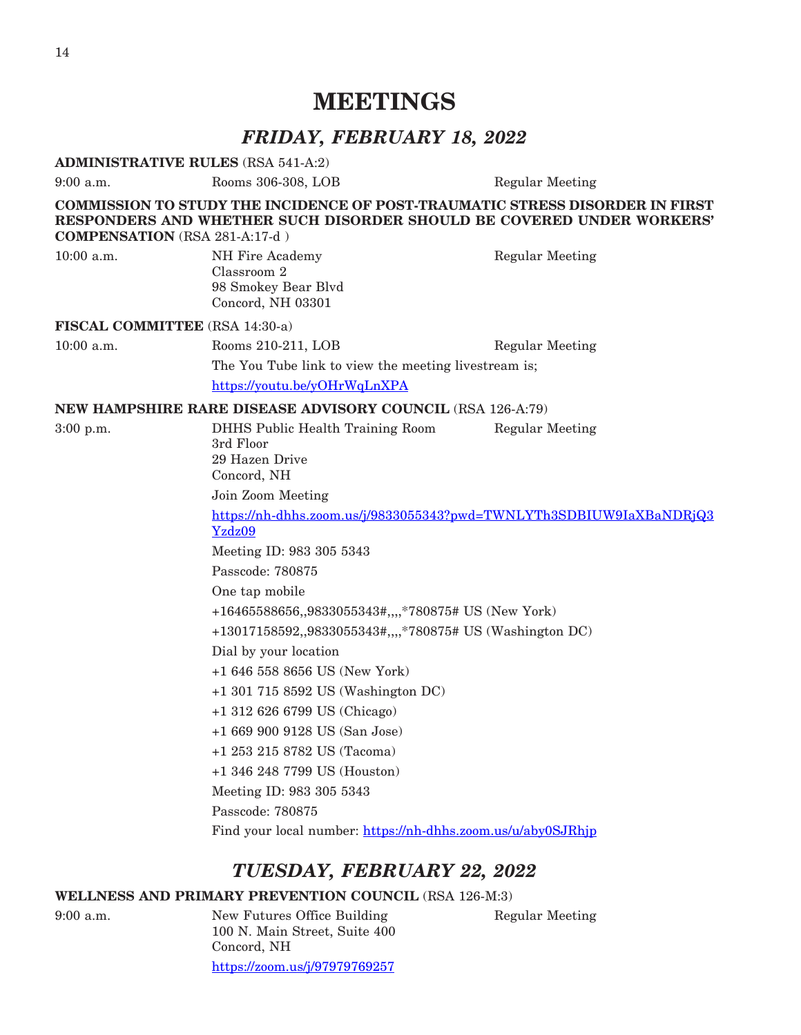# MEETINGS

## *FRIDAY, FEBRUARY 18, 2022*

**ADMINISTRATIVE RULES** (RSA 541-A:2)

9:00 a.m. Rooms 306-308, LOB Regular Meeting

**COMMISSION TO STUDY THE INCIDENCE OF POST-TRAUMATIC STRESS DISORDER IN FIRST RESPONDERS AND WHETHER SUCH DISORDER SHOULD BE COVERED UNDER WORKERS' COMPENSATION** (RSA 281-A:17-d )

10:00 a.m. NH Fire Academy Regular Meeting
Classroom 2
98 Smokey Bear Blvd
Concord, NH 03301

**FISCAL COMMITTEE** (RSA 14:30-a)

10:00 a.m. Rooms 210-211, LOB Regular Meeting

The You Tube link to view the meeting livestream is;

https://youtu.be/yOHrWqLnXPA

**NEW HAMPSHIRE RARE DISEASE ADVISORY COUNCIL** (RSA 126-A:79)

3:00 p.m. DHHS Public Health Training Room Regular Meeting
3rd Floor
29 Hazen Drive
Concord, NH

Join Zoom Meeting

https://nh-dhhs.zoom.us/j/9833055343?pwd=TWNLYTh3SDBIUW9IaXBaNDRjQ3Yzdz09

Meeting ID: 983 305 5343

Passcode: 780875

One tap mobile

+16465588656,,9833055343#,,,,*780875# US (New York)

+13017158592,,9833055343#,,,,*780875# US (Washington DC)

Dial by your location

+1 646 558 8656 US (New York)

+1 301 715 8592 US (Washington DC)

+1 312 626 6799 US (Chicago)

+1 669 900 9128 US (San Jose)

+1 253 215 8782 US (Tacoma)

+1 346 248 7799 US (Houston)

Meeting ID: 983 305 5343

Passcode: 780875

Find your local number: https://nh-dhhs.zoom.us/u/aby0SJRhjp

## *TUESDAY, FEBRUARY 22, 2022*

**WELLNESS AND PRIMARY PREVENTION COUNCIL** (RSA 126-M:3)

9:00 a.m. New Futures Office Building Regular Meeting
100 N. Main Street, Suite 400
Concord, NH

https://zoom.us/j/97979769257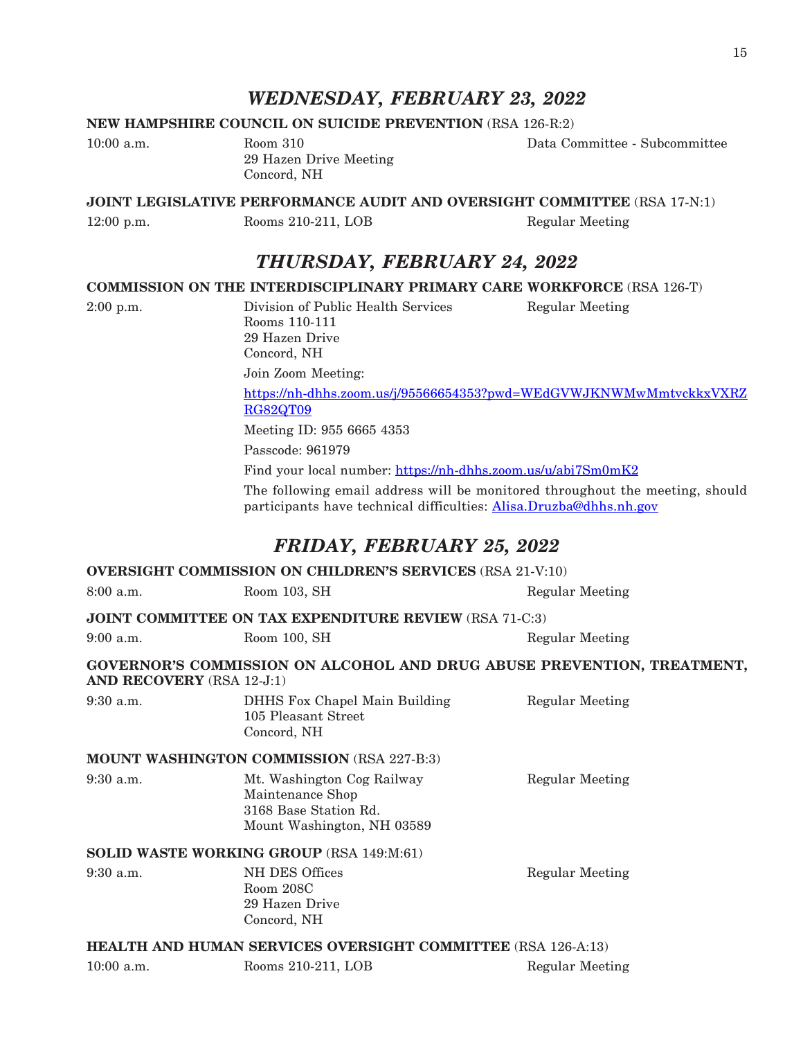## *WEDNESDAY, FEBRUARY 23, 2022*

**NEW HAMPSHIRE COUNCIL ON SUICIDE PREVENTION** (RSA 126-R:2)

10:00 a.m. — Room 310, 29 Hazen Drive Meeting, Concord, NH — Data Committee - Subcommittee

**JOINT LEGISLATIVE PERFORMANCE AUDIT AND OVERSIGHT COMMITTEE** (RSA 17-N:1)

12:00 p.m. — Rooms 210-211, LOB — Regular Meeting

## *THURSDAY, FEBRUARY 24, 2022*

**COMMISSION ON THE INTERDISCIPLINARY PRIMARY CARE WORKFORCE** (RSA 126-T)

2:00 p.m. — Division of Public Health Services, Rooms 110-111, 29 Hazen Drive, Concord, NH — Regular Meeting

Join Zoom Meeting:

https://nh-dhhs.zoom.us/j/95566654353?pwd=WEdGVWJKNWMwMmtvckkxVXRZRG82QT09

Meeting ID: 955 6665 4353

Passcode: 961979

Find your local number: https://nh-dhhs.zoom.us/u/abi7Sm0mK2

The following email address will be monitored throughout the meeting, should participants have technical difficulties: Alisa.Druzba@dhhs.nh.gov

## *FRIDAY, FEBRUARY 25, 2022*

**OVERSIGHT COMMISSION ON CHILDREN'S SERVICES** (RSA 21-V:10)

8:00 a.m. — Room 103, SH — Regular Meeting

**JOINT COMMITTEE ON TAX EXPENDITURE REVIEW** (RSA 71-C:3)

9:00 a.m. — Room 100, SH — Regular Meeting

**GOVERNOR'S COMMISSION ON ALCOHOL AND DRUG ABUSE PREVENTION, TREATMENT, AND RECOVERY** (RSA 12-J:1)

9:30 a.m. — DHHS Fox Chapel Main Building, 105 Pleasant Street, Concord, NH — Regular Meeting

**MOUNT WASHINGTON COMMISSION** (RSA 227-B:3)

9:30 a.m. — Mt. Washington Cog Railway Maintenance Shop, 3168 Base Station Rd., Mount Washington, NH 03589 — Regular Meeting

**SOLID WASTE WORKING GROUP** (RSA 149:M:61)

9:30 a.m. — NH DES Offices, Room 208C, 29 Hazen Drive, Concord, NH — Regular Meeting

**HEALTH AND HUMAN SERVICES OVERSIGHT COMMITTEE** (RSA 126-A:13)

10:00 a.m. — Rooms 210-211, LOB — Regular Meeting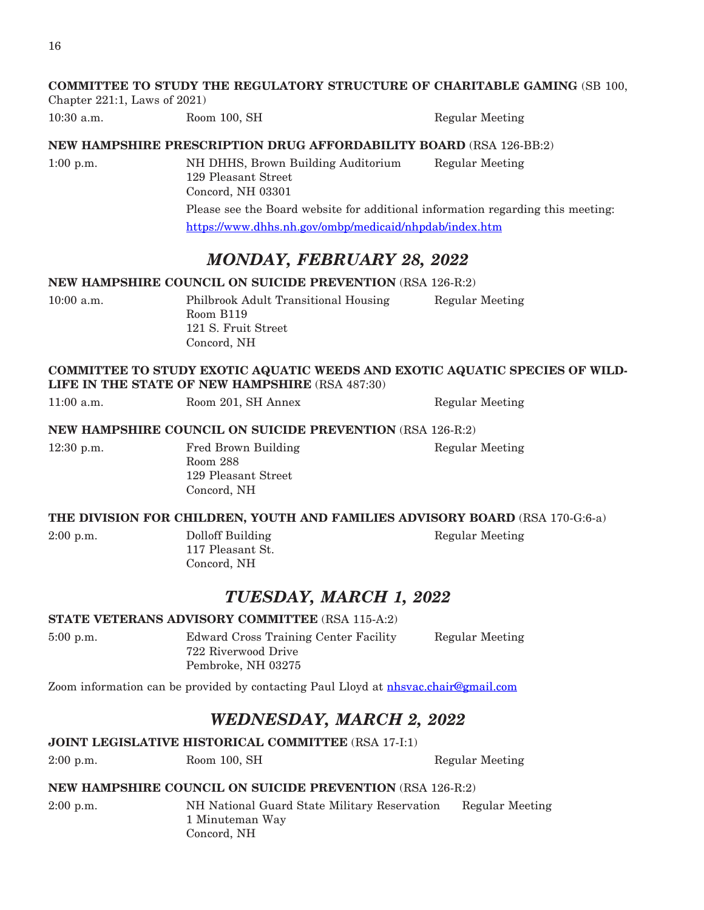**COMMITTEE TO STUDY THE REGULATORY STRUCTURE OF CHARITABLE GAMING** (SB 100, Chapter 221:1, Laws of 2021)

10:30 a.m. Room 100, SH Regular Meeting

**NEW HAMPSHIRE PRESCRIPTION DRUG AFFORDABILITY BOARD** (RSA 126-BB:2)

1:00 p.m. NH DHHS, Brown Building Auditorium, 129 Pleasant Street, Concord, NH 03301 Regular Meeting

Please see the Board website for additional information regarding this meeting: https://www.dhhs.nh.gov/ombp/medicaid/nhpdab/index.htm

## *MONDAY, FEBRUARY 28, 2022*

**NEW HAMPSHIRE COUNCIL ON SUICIDE PREVENTION** (RSA 126-R:2)

10:00 a.m. Philbrook Adult Transitional Housing, Room B119, 121 S. Fruit Street, Concord, NH Regular Meeting

**COMMITTEE TO STUDY EXOTIC AQUATIC WEEDS AND EXOTIC AQUATIC SPECIES OF WILDLIFE IN THE STATE OF NEW HAMPSHIRE** (RSA 487:30)

11:00 a.m. Room 201, SH Annex Regular Meeting

**NEW HAMPSHIRE COUNCIL ON SUICIDE PREVENTION** (RSA 126-R:2)

12:30 p.m. Fred Brown Building, Room 288, 129 Pleasant Street, Concord, NH Regular Meeting

**THE DIVISION FOR CHILDREN, YOUTH AND FAMILIES ADVISORY BOARD** (RSA 170-G:6-a)

2:00 p.m. Dolloff Building, 117 Pleasant St., Concord, NH Regular Meeting

## *TUESDAY, MARCH 1, 2022*

**STATE VETERANS ADVISORY COMMITTEE** (RSA 115-A:2)

5:00 p.m. Edward Cross Training Center Facility, 722 Riverwood Drive, Pembroke, NH 03275 Regular Meeting

Zoom information can be provided by contacting Paul Lloyd at nhsvac.chair@gmail.com

## *WEDNESDAY, MARCH 2, 2022*

**JOINT LEGISLATIVE HISTORICAL COMMITTEE** (RSA 17-I:1)

2:00 p.m. Room 100, SH Regular Meeting

**NEW HAMPSHIRE COUNCIL ON SUICIDE PREVENTION** (RSA 126-R:2)

2:00 p.m. NH National Guard State Military Reservation, 1 Minuteman Way, Concord, NH Regular Meeting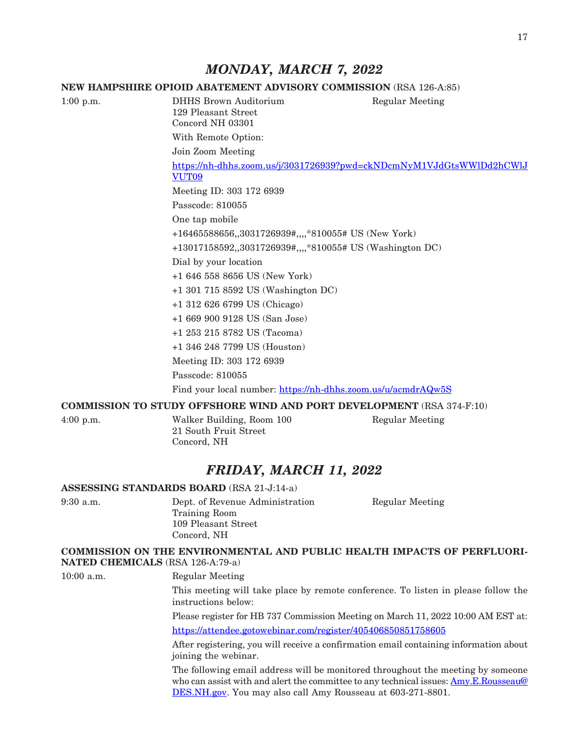## *MONDAY, MARCH 7, 2022*

**NEW HAMPSHIRE OPIOID ABATEMENT ADVISORY COMMISSION** (RSA 126-A:85)

1:00 p.m. DHHS Brown Auditorium Regular Meeting
129 Pleasant Street
Concord NH 03301

With Remote Option:

Join Zoom Meeting

https://nh-dhhs.zoom.us/j/3031726939?pwd=ckNDcmNyM1VJdGtsWWlDd2hCWlJVUT09

Meeting ID: 303 172 6939

Passcode: 810055

One tap mobile

+16465588656,,3031726939#,,,,*810055# US (New York)

+13017158592,,3031726939#,,,,*810055# US (Washington DC)

Dial by your location

+1 646 558 8656 US (New York)

+1 301 715 8592 US (Washington DC)

+1 312 626 6799 US (Chicago)

+1 669 900 9128 US (San Jose)

+1 253 215 8782 US (Tacoma)

+1 346 248 7799 US (Houston)

Meeting ID: 303 172 6939

Passcode: 810055

Find your local number: https://nh-dhhs.zoom.us/u/acmdrAQw5S

**COMMISSION TO STUDY OFFSHORE WIND AND PORT DEVELOPMENT** (RSA 374-F:10)

4:00 p.m. Walker Building, Room 100 Regular Meeting
21 South Fruit Street
Concord, NH

## *FRIDAY, MARCH 11, 2022*

**ASSESSING STANDARDS BOARD** (RSA 21-J:14-a)

9:30 a.m. Dept. of Revenue Administration Regular Meeting
Training Room
109 Pleasant Street
Concord, NH

**COMMISSION ON THE ENVIRONMENTAL AND PUBLIC HEALTH IMPACTS OF PERFLUORINATED CHEMICALS** (RSA 126-A:79-a)

10:00 a.m. Regular Meeting

This meeting will take place by remote conference. To listen in please follow the instructions below:

Please register for HB 737 Commission Meeting on March 11, 2022 10:00 AM EST at:

https://attendee.gotowebinar.com/register/405406850851758605

After registering, you will receive a confirmation email containing information about joining the webinar.

The following email address will be monitored throughout the meeting by someone who can assist with and alert the committee to any technical issues: Amy.E.Rousseau@DES.NH.gov. You may also call Amy Rousseau at 603-271-8801.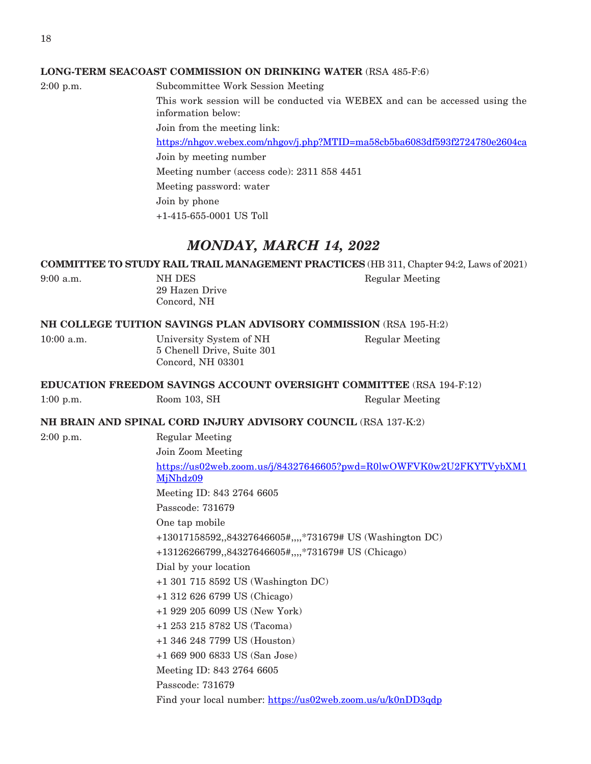**LONG-TERM SEACOAST COMMISSION ON DRINKING WATER** (RSA 485-F:6)

2:00 p.m. Subcommittee Work Session Meeting

This work session will be conducted via WEBEX and can be accessed using the information below:

Join from the meeting link:

https://nhgov.webex.com/nhgov/j.php?MTID=ma58cb5ba6083df593f2724780e2604ca

Join by meeting number

Meeting number (access code): 2311 858 4451

Meeting password: water

Join by phone

+1-415-655-0001 US Toll

## *MONDAY, MARCH 14, 2022*

**COMMITTEE TO STUDY RAIL TRAIL MANAGEMENT PRACTICES** (HB 311, Chapter 94:2, Laws of 2021)

9:00 a.m. NH DES
29 Hazen Drive
Concord, NH
Regular Meeting

**NH COLLEGE TUITION SAVINGS PLAN ADVISORY COMMISSION** (RSA 195-H:2)

10:00 a.m. University System of NH
5 Chenell Drive, Suite 301
Concord, NH 03301
Regular Meeting

**EDUCATION FREEDOM SAVINGS ACCOUNT OVERSIGHT COMMITTEE** (RSA 194-F:12)

1:00 p.m. Room 103, SH Regular Meeting

**NH BRAIN AND SPINAL CORD INJURY ADVISORY COUNCIL** (RSA 137-K:2)

2:00 p.m. Regular Meeting

Join Zoom Meeting

https://us02web.zoom.us/j/84327646605?pwd=R0lwOWFVK0w2U2FKYTVybXM1MjNhdz09

Meeting ID: 843 2764 6605

Passcode: 731679

One tap mobile

+13017158592,,84327646605#,,,,*731679# US (Washington DC)

+13126266799,,84327646605#,,,,*731679# US (Chicago)

Dial by your location

+1 301 715 8592 US (Washington DC)

+1 312 626 6799 US (Chicago)

+1 929 205 6099 US (New York)

+1 253 215 8782 US (Tacoma)

+1 346 248 7799 US (Houston)

+1 669 900 6833 US (San Jose)

Meeting ID: 843 2764 6605

Passcode: 731679

Find your local number: https://us02web.zoom.us/u/k0nDD3qdp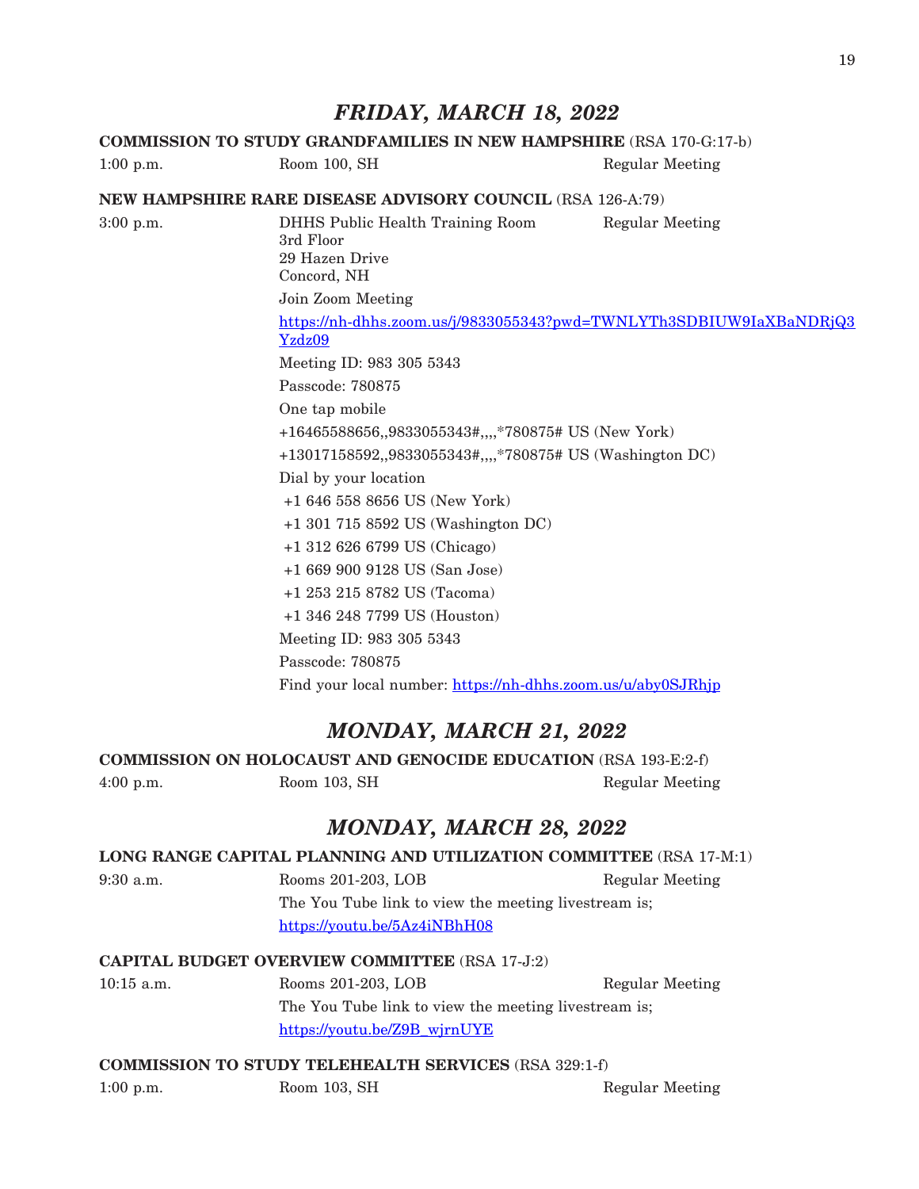## *FRIDAY, MARCH 18, 2022*

**COMMISSION TO STUDY GRANDFAMILIES IN NEW HAMPSHIRE** (RSA 170-G:17-b)

1:00 p.m. Room 100, SH Regular Meeting

**NEW HAMPSHIRE RARE DISEASE ADVISORY COUNCIL** (RSA 126-A:79)

3:00 p.m. DHHS Public Health Training Room Regular Meeting
3rd Floor
29 Hazen Drive
Concord, NH

Join Zoom Meeting

https://nh-dhhs.zoom.us/j/9833055343?pwd=TWNLYTh3SDBIUW9IaXBaNDRjQ3Yzdz09

Meeting ID: 983 305 5343

Passcode: 780875

One tap mobile

+16465588656,,9833055343#,,,,*780875# US (New York)

+13017158592,,9833055343#,,,,*780875# US (Washington DC)

Dial by your location

+1 646 558 8656 US (New York)

+1 301 715 8592 US (Washington DC)

+1 312 626 6799 US (Chicago)

+1 669 900 9128 US (San Jose)

+1 253 215 8782 US (Tacoma)

+1 346 248 7799 US (Houston)

Meeting ID: 983 305 5343

Passcode: 780875

Find your local number: https://nh-dhhs.zoom.us/u/aby0SJRhjp

## *MONDAY, MARCH 21, 2022*

**COMMISSION ON HOLOCAUST AND GENOCIDE EDUCATION** (RSA 193-E:2-f)

4:00 p.m. Room 103, SH Regular Meeting

## *MONDAY, MARCH 28, 2022*

**LONG RANGE CAPITAL PLANNING AND UTILIZATION COMMITTEE** (RSA 17-M:1)

9:30 a.m. Rooms 201-203, LOB Regular Meeting

The You Tube link to view the meeting livestream is;
https://youtu.be/5Az4iNBhH08

**CAPITAL BUDGET OVERVIEW COMMITTEE** (RSA 17-J:2)

10:15 a.m. Rooms 201-203, LOB Regular Meeting

The You Tube link to view the meeting livestream is;
https://youtu.be/Z9B_wjrnUYE

**COMMISSION TO STUDY TELEHEALTH SERVICES** (RSA 329:1-f)

1:00 p.m. Room 103, SH Regular Meeting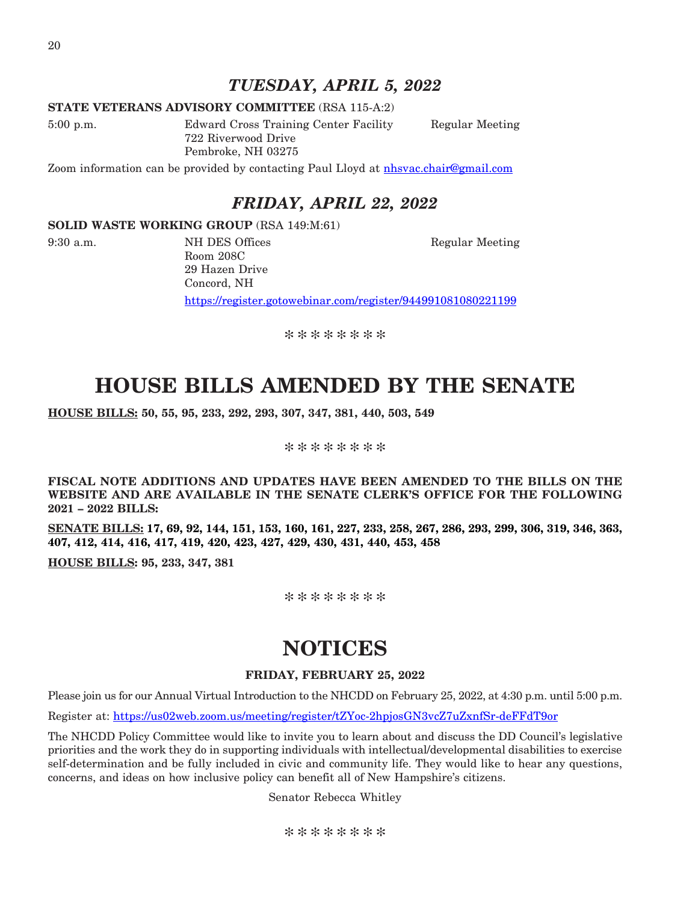## *TUESDAY, APRIL 5, 2022*

**STATE VETERANS ADVISORY COMMITTEE** (RSA 115-A:2)

5:00 p.m. Edward Cross Training Center Facility Regular Meeting
722 Riverwood Drive
Pembroke, NH 03275

Zoom information can be provided by contacting Paul Lloyd at nhsvac.chair@gmail.com

## *FRIDAY, APRIL 22, 2022*

**SOLID WASTE WORKING GROUP** (RSA 149:M:61)

9:30 a.m. NH DES Offices Regular Meeting
Room 208C
29 Hazen Drive
Concord, NH
https://register.gotowebinar.com/register/944991081080221199

\* \* \* \* \* \* \* \*

# HOUSE BILLS AMENDED BY THE SENATE

**HOUSE BILLS: 50, 55, 95, 233, 292, 293, 307, 347, 381, 440, 503, 549**

\* \* \* \* \* \* \* \*

**FISCAL NOTE ADDITIONS AND UPDATES HAVE BEEN AMENDED TO THE BILLS ON THE WEBSITE AND ARE AVAILABLE IN THE SENATE CLERK'S OFFICE FOR THE FOLLOWING 2021 – 2022 BILLS:**

**SENATE BILLS: 17, 69, 92, 144, 151, 153, 160, 161, 227, 233, 258, 267, 286, 293, 299, 306, 319, 346, 363, 407, 412, 414, 416, 417, 419, 420, 423, 427, 429, 430, 431, 440, 453, 458**

**HOUSE BILLS: 95, 233, 347, 381**

\* \* \* \* \* \* \* \*

# NOTICES

**FRIDAY, FEBRUARY 25, 2022**

Please join us for our Annual Virtual Introduction to the NHCDD on February 25, 2022, at 4:30 p.m. until 5:00 p.m.

Register at: https://us02web.zoom.us/meeting/register/tZYoc-2hpjosGN3vcZ7uZxnfSr-deFFdT9or

The NHCDD Policy Committee would like to invite you to learn about and discuss the DD Council's legislative priorities and the work they do in supporting individuals with intellectual/developmental disabilities to exercise self-determination and be fully included in civic and community life. They would like to hear any questions, concerns, and ideas on how inclusive policy can benefit all of New Hampshire's citizens.

Senator Rebecca Whitley

\* \* \* \* \* \* \* \*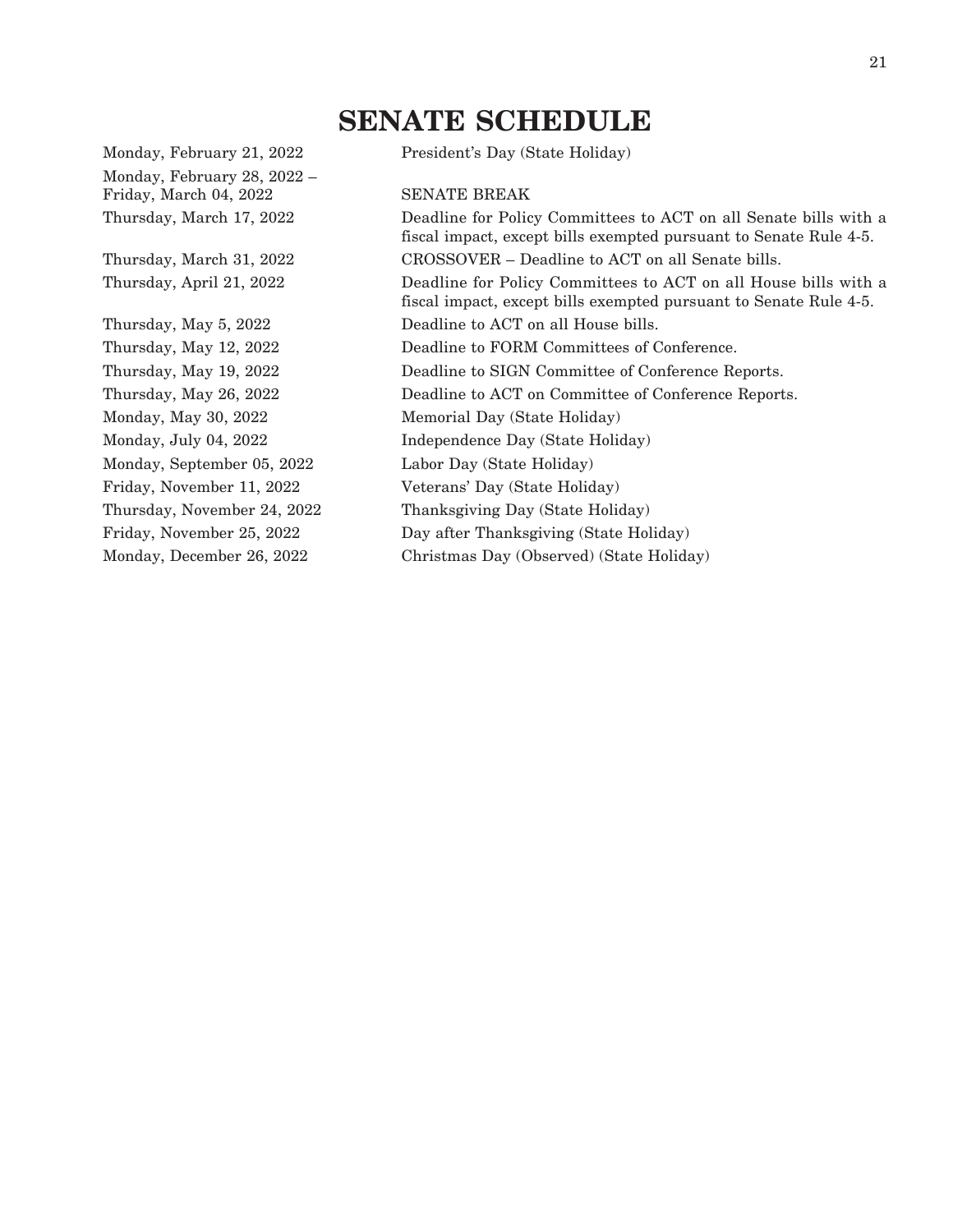# SENATE SCHEDULE

| | |
|---|---|
| Monday, February 21, 2022 | President's Day (State Holiday) |
| Monday, February 28, 2022 – Friday, March 04, 2022 | SENATE BREAK |
| Thursday, March 17, 2022 | Deadline for Policy Committees to ACT on all Senate bills with a fiscal impact, except bills exempted pursuant to Senate Rule 4-5. |
| Thursday, March 31, 2022 | CROSSOVER – Deadline to ACT on all Senate bills. |
| Thursday, April 21, 2022 | Deadline for Policy Committees to ACT on all House bills with a fiscal impact, except bills exempted pursuant to Senate Rule 4-5. |
| Thursday, May 5, 2022 | Deadline to ACT on all House bills. |
| Thursday, May 12, 2022 | Deadline to FORM Committees of Conference. |
| Thursday, May 19, 2022 | Deadline to SIGN Committee of Conference Reports. |
| Thursday, May 26, 2022 | Deadline to ACT on Committee of Conference Reports. |
| Monday, May 30, 2022 | Memorial Day (State Holiday) |
| Monday, July 04, 2022 | Independence Day (State Holiday) |
| Monday, September 05, 2022 | Labor Day (State Holiday) |
| Friday, November 11, 2022 | Veterans' Day (State Holiday) |
| Thursday, November 24, 2022 | Thanksgiving Day (State Holiday) |
| Friday, November 25, 2022 | Day after Thanksgiving (State Holiday) |
| Monday, December 26, 2022 | Christmas Day (Observed) (State Holiday) |